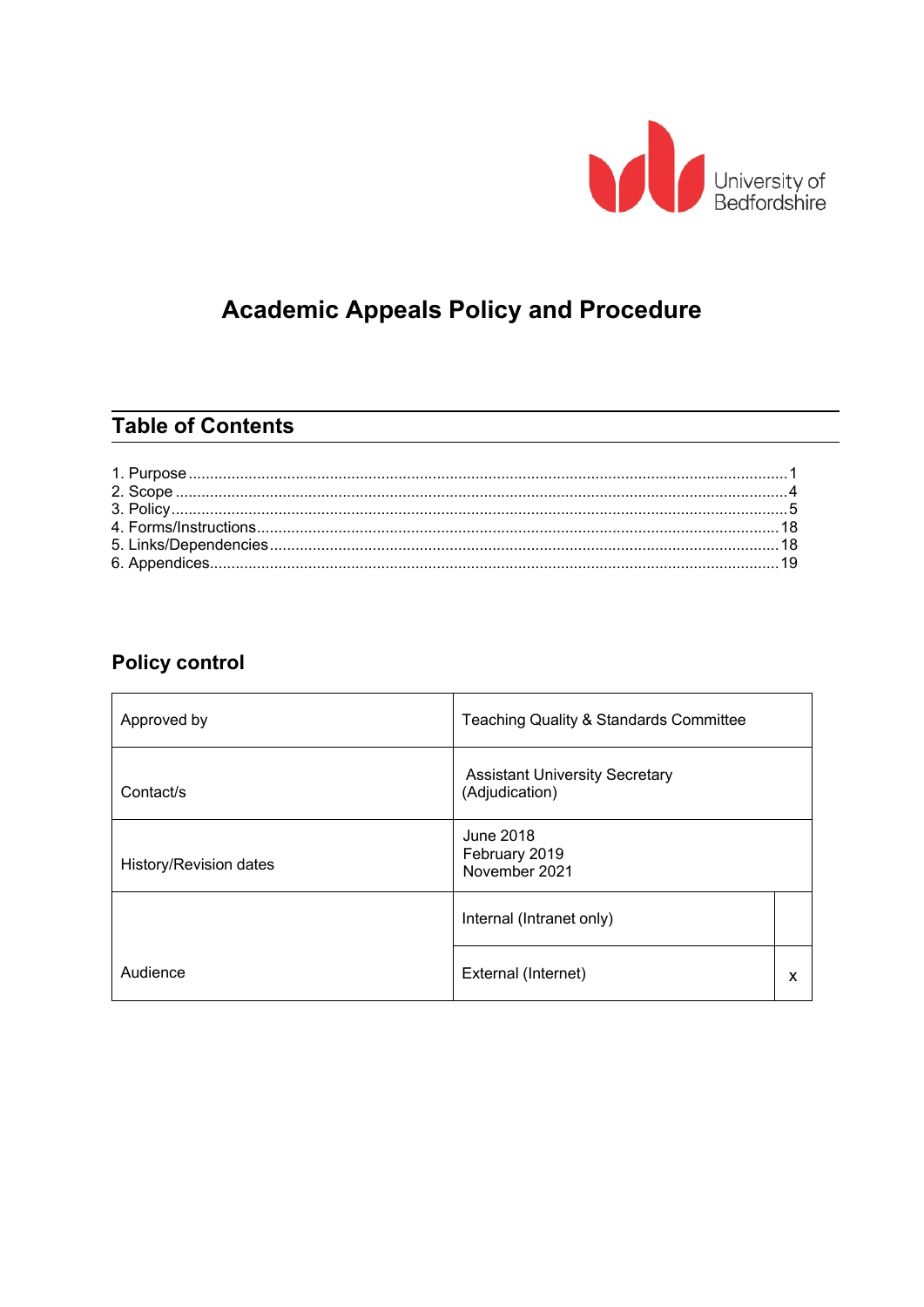University of Bedfordshire

# Academic Appeals Policy and Procedure

## Table of Contents

1. Purpose ........ 1
2. Scope ........ 4
3. Policy ........ 5
4. Forms/Instructions ........ 18
5. Links/Dependencies ........ 18
6. Appendices ........ 19

## Policy control

| | | |
|---|---|---|
| Approved by | Teaching Quality & Standards Committee | |
| Contact/s | Assistant University Secretary (Adjudication) | |
| History/Revision dates | June 2018<br>February 2019<br>November 2021 | |
| Audience | Internal (Intranet only) | |
| | External (Internet) | x |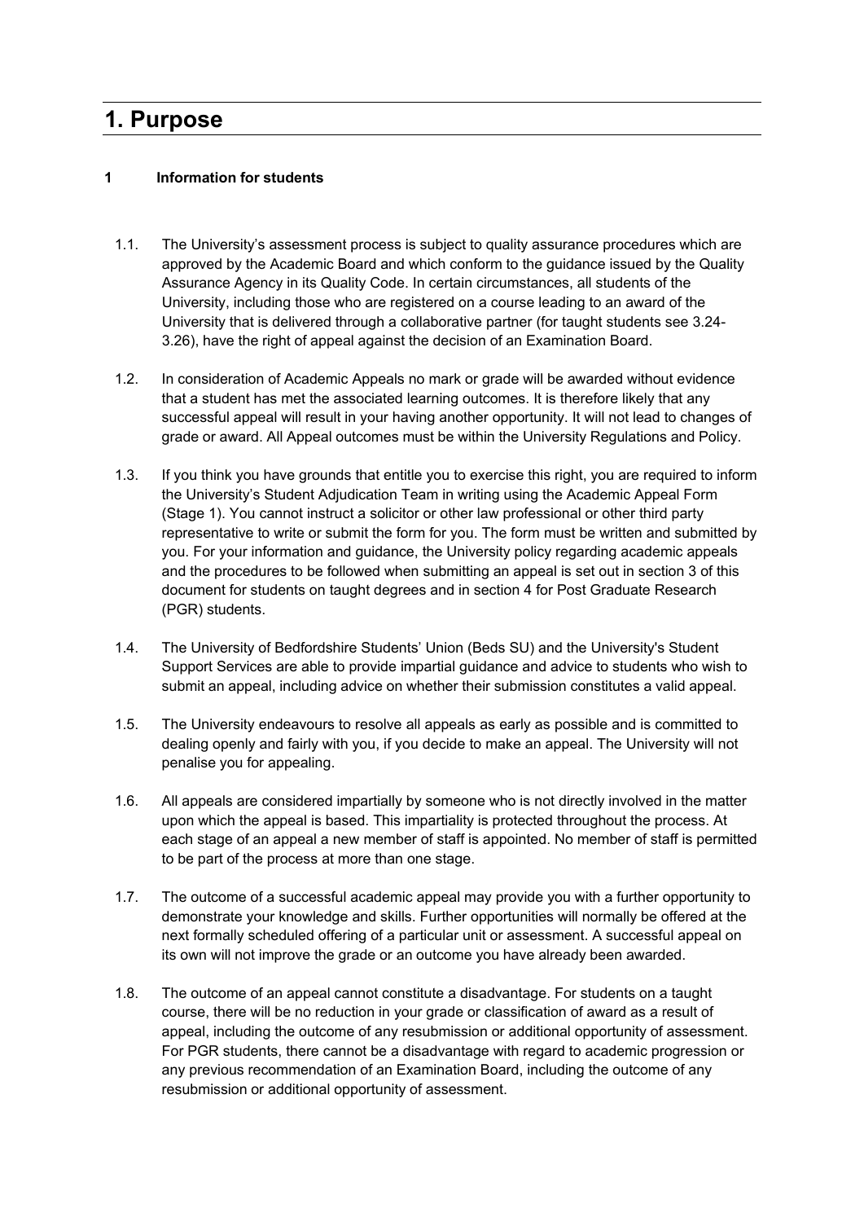# 1. Purpose

**1 Information for students**

1.1. The University's assessment process is subject to quality assurance procedures which are approved by the Academic Board and which conform to the guidance issued by the Quality Assurance Agency in its Quality Code. In certain circumstances, all students of the University, including those who are registered on a course leading to an award of the University that is delivered through a collaborative partner (for taught students see 3.24-3.26), have the right of appeal against the decision of an Examination Board.

1.2. In consideration of Academic Appeals no mark or grade will be awarded without evidence that a student has met the associated learning outcomes. It is therefore likely that any successful appeal will result in your having another opportunity. It will not lead to changes of grade or award. All Appeal outcomes must be within the University Regulations and Policy.

1.3. If you think you have grounds that entitle you to exercise this right, you are required to inform the University's Student Adjudication Team in writing using the Academic Appeal Form (Stage 1). You cannot instruct a solicitor or other law professional or other third party representative to write or submit the form for you. The form must be written and submitted by you. For your information and guidance, the University policy regarding academic appeals and the procedures to be followed when submitting an appeal is set out in section 3 of this document for students on taught degrees and in section 4 for Post Graduate Research (PGR) students.

1.4. The University of Bedfordshire Students' Union (Beds SU) and the University's Student Support Services are able to provide impartial guidance and advice to students who wish to submit an appeal, including advice on whether their submission constitutes a valid appeal.

1.5. The University endeavours to resolve all appeals as early as possible and is committed to dealing openly and fairly with you, if you decide to make an appeal. The University will not penalise you for appealing.

1.6. All appeals are considered impartially by someone who is not directly involved in the matter upon which the appeal is based. This impartiality is protected throughout the process. At each stage of an appeal a new member of staff is appointed. No member of staff is permitted to be part of the process at more than one stage.

1.7. The outcome of a successful academic appeal may provide you with a further opportunity to demonstrate your knowledge and skills. Further opportunities will normally be offered at the next formally scheduled offering of a particular unit or assessment. A successful appeal on its own will not improve the grade or an outcome you have already been awarded.

1.8. The outcome of an appeal cannot constitute a disadvantage. For students on a taught course, there will be no reduction in your grade or classification of award as a result of appeal, including the outcome of any resubmission or additional opportunity of assessment. For PGR students, there cannot be a disadvantage with regard to academic progression or any previous recommendation of an Examination Board, including the outcome of any resubmission or additional opportunity of assessment.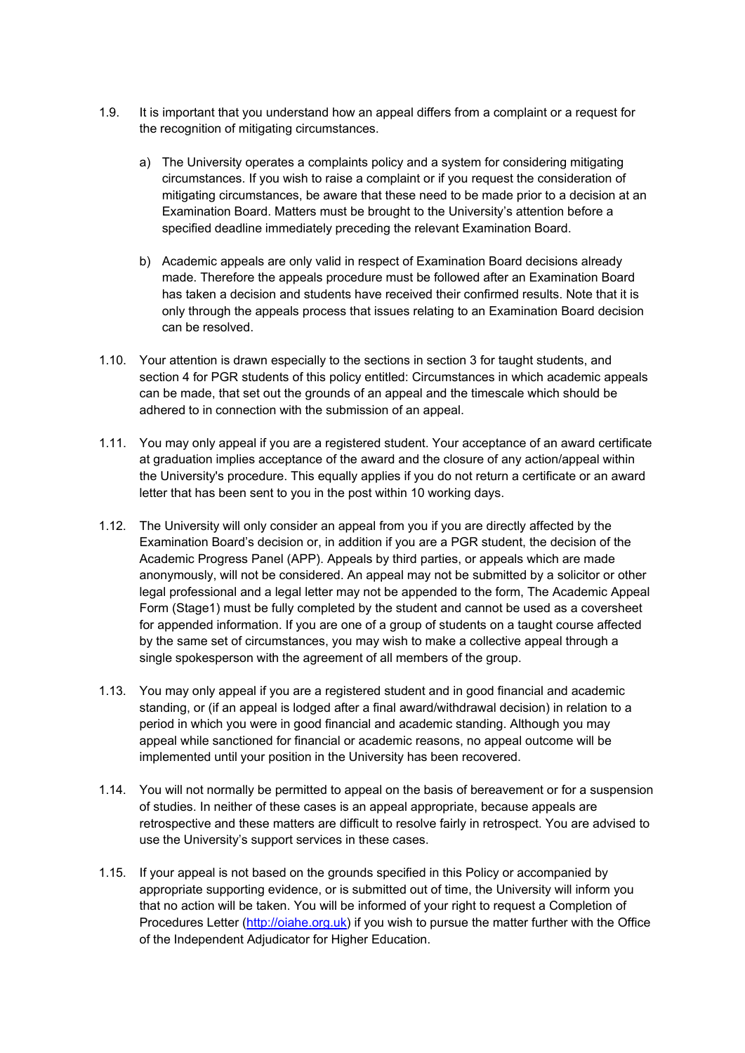1.9. It is important that you understand how an appeal differs from a complaint or a request for the recognition of mitigating circumstances.

a) The University operates a complaints policy and a system for considering mitigating circumstances. If you wish to raise a complaint or if you request the consideration of mitigating circumstances, be aware that these need to be made prior to a decision at an Examination Board. Matters must be brought to the University's attention before a specified deadline immediately preceding the relevant Examination Board.

b) Academic appeals are only valid in respect of Examination Board decisions already made. Therefore the appeals procedure must be followed after an Examination Board has taken a decision and students have received their confirmed results. Note that it is only through the appeals process that issues relating to an Examination Board decision can be resolved.

1.10. Your attention is drawn especially to the sections in section 3 for taught students, and section 4 for PGR students of this policy entitled: Circumstances in which academic appeals can be made, that set out the grounds of an appeal and the timescale which should be adhered to in connection with the submission of an appeal.

1.11. You may only appeal if you are a registered student. Your acceptance of an award certificate at graduation implies acceptance of the award and the closure of any action/appeal within the University's procedure. This equally applies if you do not return a certificate or an award letter that has been sent to you in the post within 10 working days.

1.12. The University will only consider an appeal from you if you are directly affected by the Examination Board's decision or, in addition if you are a PGR student, the decision of the Academic Progress Panel (APP). Appeals by third parties, or appeals which are made anonymously, will not be considered. An appeal may not be submitted by a solicitor or other legal professional and a legal letter may not be appended to the form, The Academic Appeal Form (Stage1) must be fully completed by the student and cannot be used as a coversheet for appended information. If you are one of a group of students on a taught course affected by the same set of circumstances, you may wish to make a collective appeal through a single spokesperson with the agreement of all members of the group.

1.13. You may only appeal if you are a registered student and in good financial and academic standing, or (if an appeal is lodged after a final award/withdrawal decision) in relation to a period in which you were in good financial and academic standing. Although you may appeal while sanctioned for financial or academic reasons, no appeal outcome will be implemented until your position in the University has been recovered.

1.14. You will not normally be permitted to appeal on the basis of bereavement or for a suspension of studies. In neither of these cases is an appeal appropriate, because appeals are retrospective and these matters are difficult to resolve fairly in retrospect. You are advised to use the University's support services in these cases.

1.15. If your appeal is not based on the grounds specified in this Policy or accompanied by appropriate supporting evidence, or is submitted out of time, the University will inform you that no action will be taken. You will be informed of your right to request a Completion of Procedures Letter ([http://oiahe.org.uk](http://oiahe.org.uk)) if you wish to pursue the matter further with the Office of the Independent Adjudicator for Higher Education.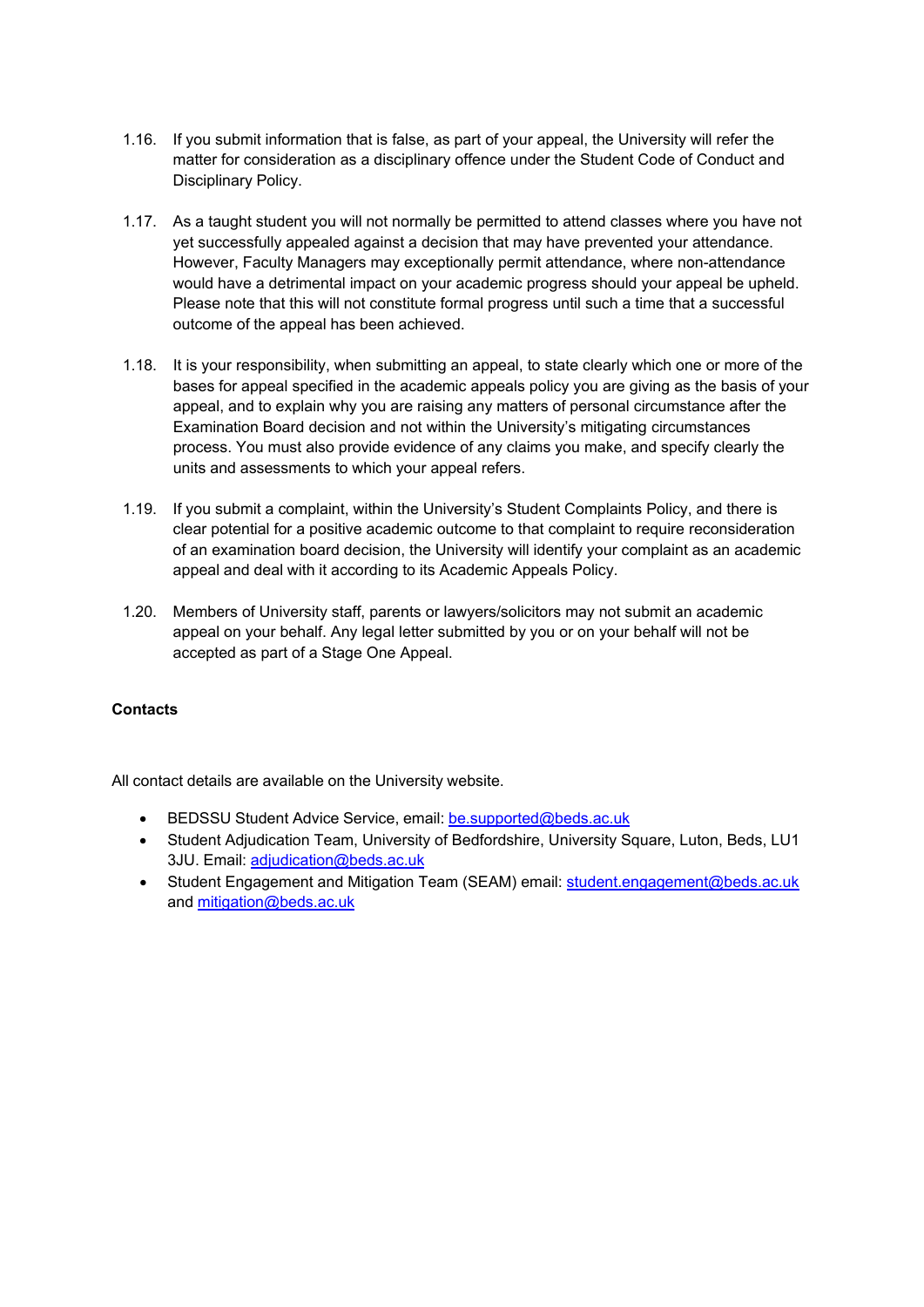1.16. If you submit information that is false, as part of your appeal, the University will refer the matter for consideration as a disciplinary offence under the Student Code of Conduct and Disciplinary Policy.

1.17. As a taught student you will not normally be permitted to attend classes where you have not yet successfully appealed against a decision that may have prevented your attendance. However, Faculty Managers may exceptionally permit attendance, where non-attendance would have a detrimental impact on your academic progress should your appeal be upheld. Please note that this will not constitute formal progress until such a time that a successful outcome of the appeal has been achieved.

1.18. It is your responsibility, when submitting an appeal, to state clearly which one or more of the bases for appeal specified in the academic appeals policy you are giving as the basis of your appeal, and to explain why you are raising any matters of personal circumstance after the Examination Board decision and not within the University's mitigating circumstances process. You must also provide evidence of any claims you make, and specify clearly the units and assessments to which your appeal refers.

1.19. If you submit a complaint, within the University's Student Complaints Policy, and there is clear potential for a positive academic outcome to that complaint to require reconsideration of an examination board decision, the University will identify your complaint as an academic appeal and deal with it according to its Academic Appeals Policy.

1.20. Members of University staff, parents or lawyers/solicitors may not submit an academic appeal on your behalf. Any legal letter submitted by you or on your behalf will not be accepted as part of a Stage One Appeal.

**Contacts**

All contact details are available on the University website.

- BEDSSU Student Advice Service, email: be.supported@beds.ac.uk
- Student Adjudication Team, University of Bedfordshire, University Square, Luton, Beds, LU1 3JU. Email: adjudication@beds.ac.uk
- Student Engagement and Mitigation Team (SEAM) email: student.engagement@beds.ac.uk and mitigation@beds.ac.uk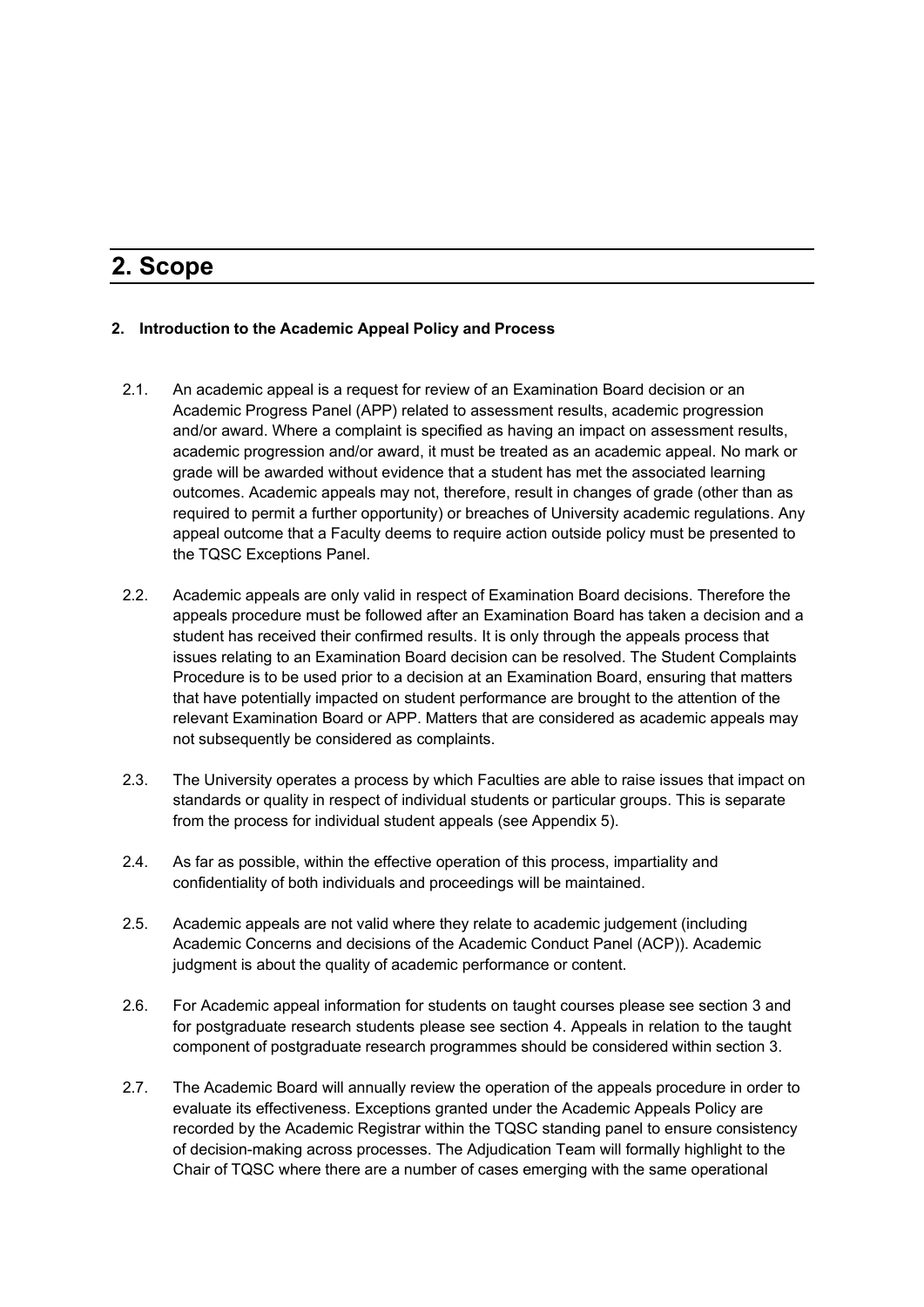# 2. Scope

**2. Introduction to the Academic Appeal Policy and Process**

2.1. An academic appeal is a request for review of an Examination Board decision or an Academic Progress Panel (APP) related to assessment results, academic progression and/or award. Where a complaint is specified as having an impact on assessment results, academic progression and/or award, it must be treated as an academic appeal. No mark or grade will be awarded without evidence that a student has met the associated learning outcomes. Academic appeals may not, therefore, result in changes of grade (other than as required to permit a further opportunity) or breaches of University academic regulations. Any appeal outcome that a Faculty deems to require action outside policy must be presented to the TQSC Exceptions Panel.

2.2. Academic appeals are only valid in respect of Examination Board decisions. Therefore the appeals procedure must be followed after an Examination Board has taken a decision and a student has received their confirmed results. It is only through the appeals process that issues relating to an Examination Board decision can be resolved. The Student Complaints Procedure is to be used prior to a decision at an Examination Board, ensuring that matters that have potentially impacted on student performance are brought to the attention of the relevant Examination Board or APP. Matters that are considered as academic appeals may not subsequently be considered as complaints.

2.3. The University operates a process by which Faculties are able to raise issues that impact on standards or quality in respect of individual students or particular groups. This is separate from the process for individual student appeals (see Appendix 5).

2.4. As far as possible, within the effective operation of this process, impartiality and confidentiality of both individuals and proceedings will be maintained.

2.5. Academic appeals are not valid where they relate to academic judgement (including Academic Concerns and decisions of the Academic Conduct Panel (ACP)). Academic judgment is about the quality of academic performance or content.

2.6. For Academic appeal information for students on taught courses please see section 3 and for postgraduate research students please see section 4. Appeals in relation to the taught component of postgraduate research programmes should be considered within section 3.

2.7. The Academic Board will annually review the operation of the appeals procedure in order to evaluate its effectiveness. Exceptions granted under the Academic Appeals Policy are recorded by the Academic Registrar within the TQSC standing panel to ensure consistency of decision-making across processes. The Adjudication Team will formally highlight to the Chair of TQSC where there are a number of cases emerging with the same operational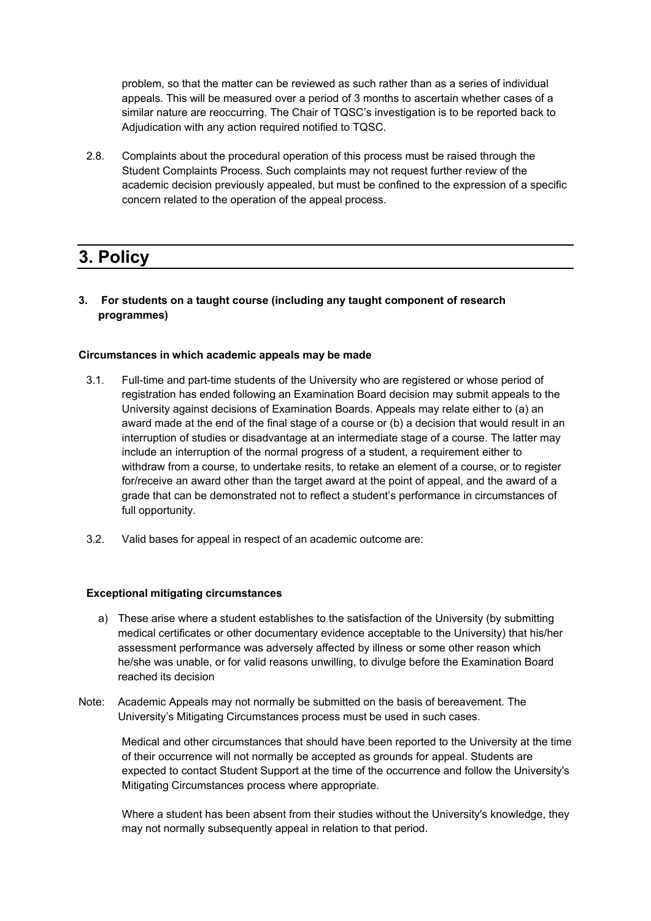problem, so that the matter can be reviewed as such rather than as a series of individual appeals. This will be measured over a period of 3 months to ascertain whether cases of a similar nature are reoccurring. The Chair of TQSC's investigation is to be reported back to Adjudication with any action required notified to TQSC.

2.8. Complaints about the procedural operation of this process must be raised through the Student Complaints Process. Such complaints may not request further review of the academic decision previously appealed, but must be confined to the expression of a specific concern related to the operation of the appeal process.

# 3. Policy

**3. For students on a taught course (including any taught component of research programmes)**

**Circumstances in which academic appeals may be made**

3.1. Full-time and part-time students of the University who are registered or whose period of registration has ended following an Examination Board decision may submit appeals to the University against decisions of Examination Boards. Appeals may relate either to (a) an award made at the end of the final stage of a course or (b) a decision that would result in an interruption of studies or disadvantage at an intermediate stage of a course. The latter may include an interruption of the normal progress of a student, a requirement either to withdraw from a course, to undertake resits, to retake an element of a course, or to register for/receive an award other than the target award at the point of appeal, and the award of a grade that can be demonstrated not to reflect a student's performance in circumstances of full opportunity.

3.2. Valid bases for appeal in respect of an academic outcome are:

**Exceptional mitigating circumstances**

a) These arise where a student establishes to the satisfaction of the University (by submitting medical certificates or other documentary evidence acceptable to the University) that his/her assessment performance was adversely affected by illness or some other reason which he/she was unable, or for valid reasons unwilling, to divulge before the Examination Board reached its decision

Note: Academic Appeals may not normally be submitted on the basis of bereavement. The University's Mitigating Circumstances process must be used in such cases.

Medical and other circumstances that should have been reported to the University at the time of their occurrence will not normally be accepted as grounds for appeal. Students are expected to contact Student Support at the time of the occurrence and follow the University's Mitigating Circumstances process where appropriate.

Where a student has been absent from their studies without the University's knowledge, they may not normally subsequently appeal in relation to that period.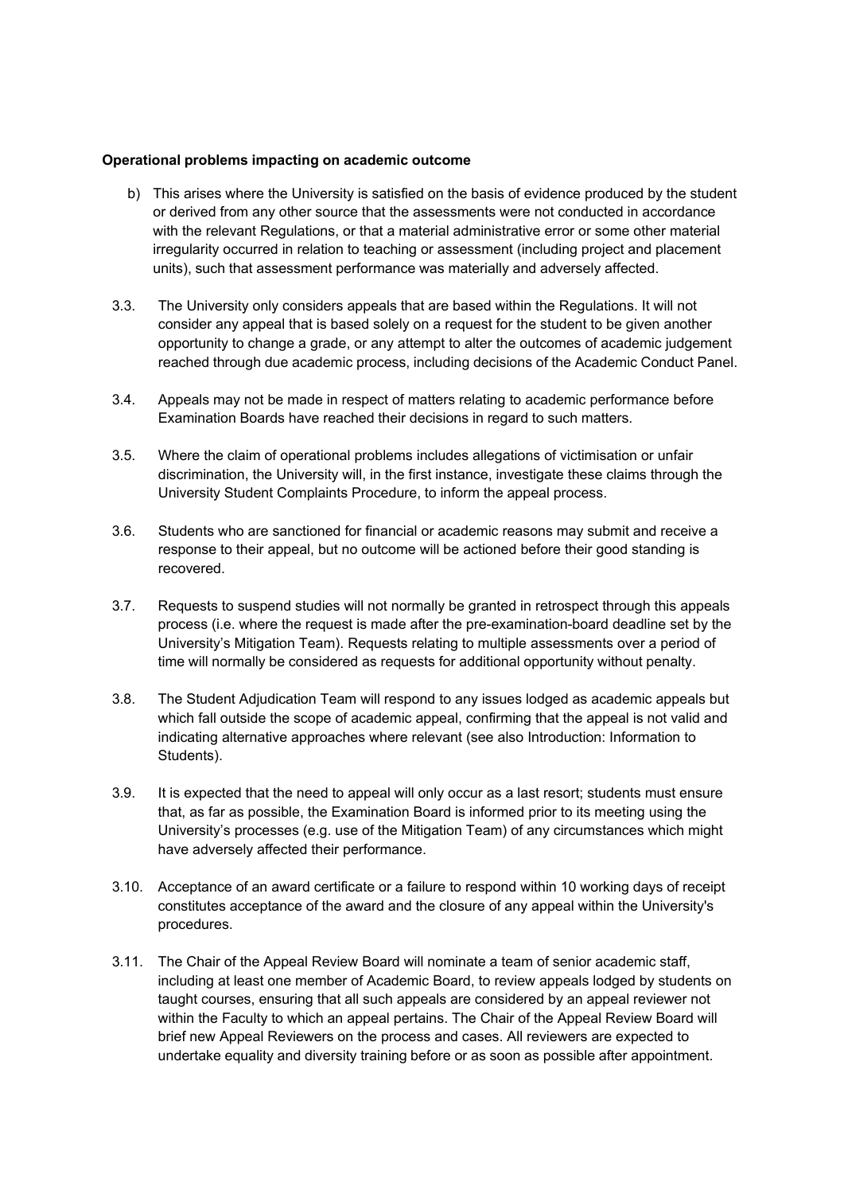**Operational problems impacting on academic outcome**

b) This arises where the University is satisfied on the basis of evidence produced by the student or derived from any other source that the assessments were not conducted in accordance with the relevant Regulations, or that a material administrative error or some other material irregularity occurred in relation to teaching or assessment (including project and placement units), such that assessment performance was materially and adversely affected.

3.3. The University only considers appeals that are based within the Regulations. It will not consider any appeal that is based solely on a request for the student to be given another opportunity to change a grade, or any attempt to alter the outcomes of academic judgement reached through due academic process, including decisions of the Academic Conduct Panel.

3.4. Appeals may not be made in respect of matters relating to academic performance before Examination Boards have reached their decisions in regard to such matters.

3.5. Where the claim of operational problems includes allegations of victimisation or unfair discrimination, the University will, in the first instance, investigate these claims through the University Student Complaints Procedure, to inform the appeal process.

3.6. Students who are sanctioned for financial or academic reasons may submit and receive a response to their appeal, but no outcome will be actioned before their good standing is recovered.

3.7. Requests to suspend studies will not normally be granted in retrospect through this appeals process (i.e. where the request is made after the pre-examination-board deadline set by the University's Mitigation Team). Requests relating to multiple assessments over a period of time will normally be considered as requests for additional opportunity without penalty.

3.8. The Student Adjudication Team will respond to any issues lodged as academic appeals but which fall outside the scope of academic appeal, confirming that the appeal is not valid and indicating alternative approaches where relevant (see also Introduction: Information to Students).

3.9. It is expected that the need to appeal will only occur as a last resort; students must ensure that, as far as possible, the Examination Board is informed prior to its meeting using the University's processes (e.g. use of the Mitigation Team) of any circumstances which might have adversely affected their performance.

3.10. Acceptance of an award certificate or a failure to respond within 10 working days of receipt constitutes acceptance of the award and the closure of any appeal within the University's procedures.

3.11. The Chair of the Appeal Review Board will nominate a team of senior academic staff, including at least one member of Academic Board, to review appeals lodged by students on taught courses, ensuring that all such appeals are considered by an appeal reviewer not within the Faculty to which an appeal pertains. The Chair of the Appeal Review Board will brief new Appeal Reviewers on the process and cases. All reviewers are expected to undertake equality and diversity training before or as soon as possible after appointment.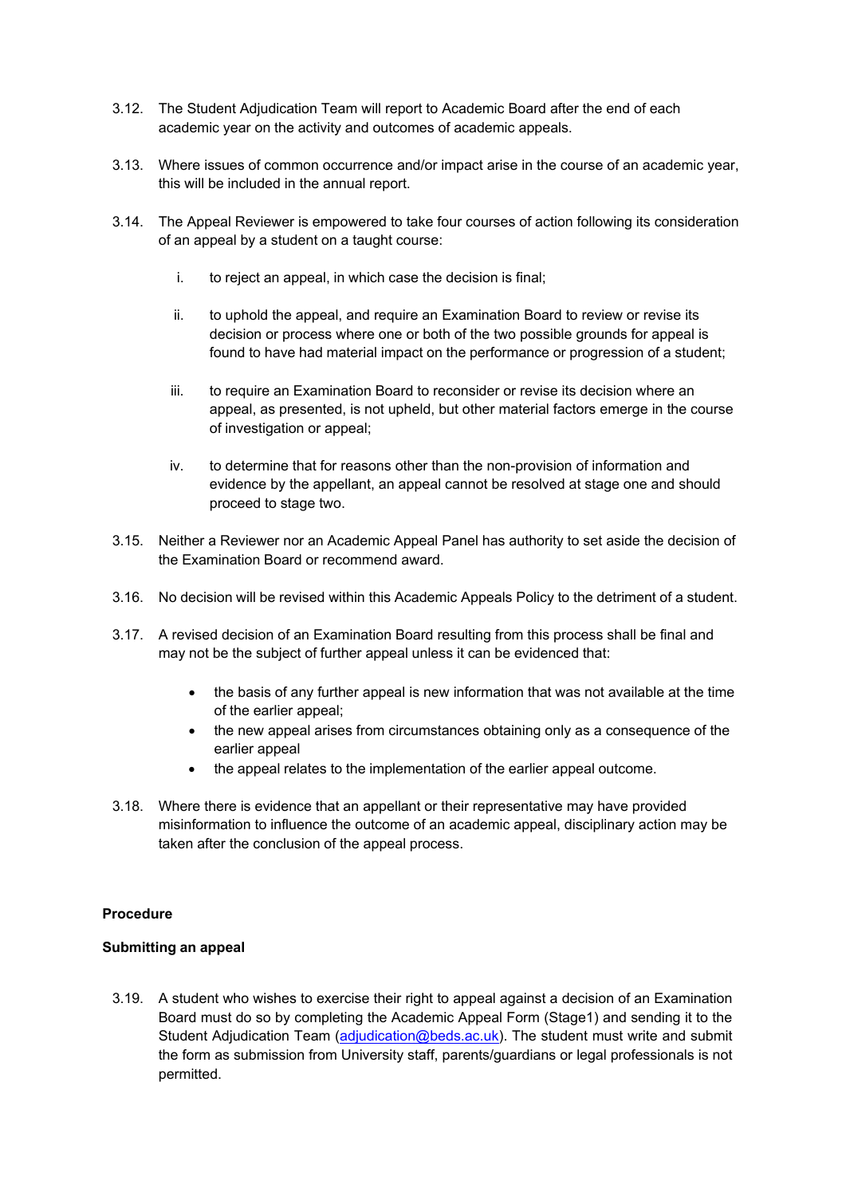3.12. The Student Adjudication Team will report to Academic Board after the end of each academic year on the activity and outcomes of academic appeals.

3.13. Where issues of common occurrence and/or impact arise in the course of an academic year, this will be included in the annual report.

3.14. The Appeal Reviewer is empowered to take four courses of action following its consideration of an appeal by a student on a taught course:

i. to reject an appeal, in which case the decision is final;

ii. to uphold the appeal, and require an Examination Board to review or revise its decision or process where one or both of the two possible grounds for appeal is found to have had material impact on the performance or progression of a student;

iii. to require an Examination Board to reconsider or revise its decision where an appeal, as presented, is not upheld, but other material factors emerge in the course of investigation or appeal;

iv. to determine that for reasons other than the non-provision of information and evidence by the appellant, an appeal cannot be resolved at stage one and should proceed to stage two.

3.15. Neither a Reviewer nor an Academic Appeal Panel has authority to set aside the decision of the Examination Board or recommend award.

3.16. No decision will be revised within this Academic Appeals Policy to the detriment of a student.

3.17. A revised decision of an Examination Board resulting from this process shall be final and may not be the subject of further appeal unless it can be evidenced that:

- the basis of any further appeal is new information that was not available at the time of the earlier appeal;
- the new appeal arises from circumstances obtaining only as a consequence of the earlier appeal
- the appeal relates to the implementation of the earlier appeal outcome.

3.18. Where there is evidence that an appellant or their representative may have provided misinformation to influence the outcome of an academic appeal, disciplinary action may be taken after the conclusion of the appeal process.

**Procedure**

**Submitting an appeal**

3.19. A student who wishes to exercise their right to appeal against a decision of an Examination Board must do so by completing the Academic Appeal Form (Stage1) and sending it to the Student Adjudication Team (adjudication@beds.ac.uk). The student must write and submit the form as submission from University staff, parents/guardians or legal professionals is not permitted.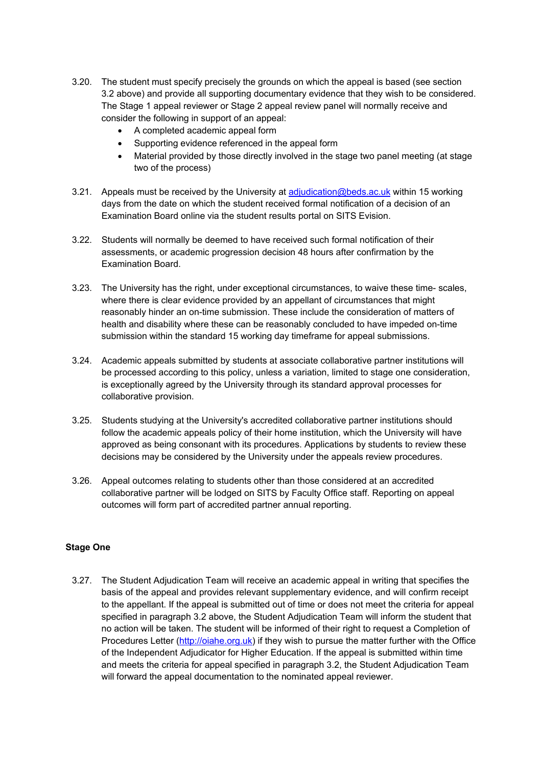3.20. The student must specify precisely the grounds on which the appeal is based (see section 3.2 above) and provide all supporting documentary evidence that they wish to be considered. The Stage 1 appeal reviewer or Stage 2 appeal review panel will normally receive and consider the following in support of an appeal:

- A completed academic appeal form
- Supporting evidence referenced in the appeal form
- Material provided by those directly involved in the stage two panel meeting (at stage two of the process)

3.21. Appeals must be received by the University at [adjudication@beds.ac.uk](mailto:adjudication@beds.ac.uk) within 15 working days from the date on which the student received formal notification of a decision of an Examination Board online via the student results portal on SITS Evision.

3.22. Students will normally be deemed to have received such formal notification of their assessments, or academic progression decision 48 hours after confirmation by the Examination Board.

3.23. The University has the right, under exceptional circumstances, to waive these time- scales, where there is clear evidence provided by an appellant of circumstances that might reasonably hinder an on-time submission. These include the consideration of matters of health and disability where these can be reasonably concluded to have impeded on-time submission within the standard 15 working day timeframe for appeal submissions.

3.24. Academic appeals submitted by students at associate collaborative partner institutions will be processed according to this policy, unless a variation, limited to stage one consideration, is exceptionally agreed by the University through its standard approval processes for collaborative provision.

3.25. Students studying at the University's accredited collaborative partner institutions should follow the academic appeals policy of their home institution, which the University will have approved as being consonant with its procedures. Applications by students to review these decisions may be considered by the University under the appeals review procedures.

3.26. Appeal outcomes relating to students other than those considered at an accredited collaborative partner will be lodged on SITS by Faculty Office staff. Reporting on appeal outcomes will form part of accredited partner annual reporting.

**Stage One**

3.27. The Student Adjudication Team will receive an academic appeal in writing that specifies the basis of the appeal and provides relevant supplementary evidence, and will confirm receipt to the appellant. If the appeal is submitted out of time or does not meet the criteria for appeal specified in paragraph 3.2 above, the Student Adjudication Team will inform the student that no action will be taken. The student will be informed of their right to request a Completion of Procedures Letter ([http://oiahe.org.uk](http://oiahe.org.uk)) if they wish to pursue the matter further with the Office of the Independent Adjudicator for Higher Education. If the appeal is submitted within time and meets the criteria for appeal specified in paragraph 3.2, the Student Adjudication Team will forward the appeal documentation to the nominated appeal reviewer.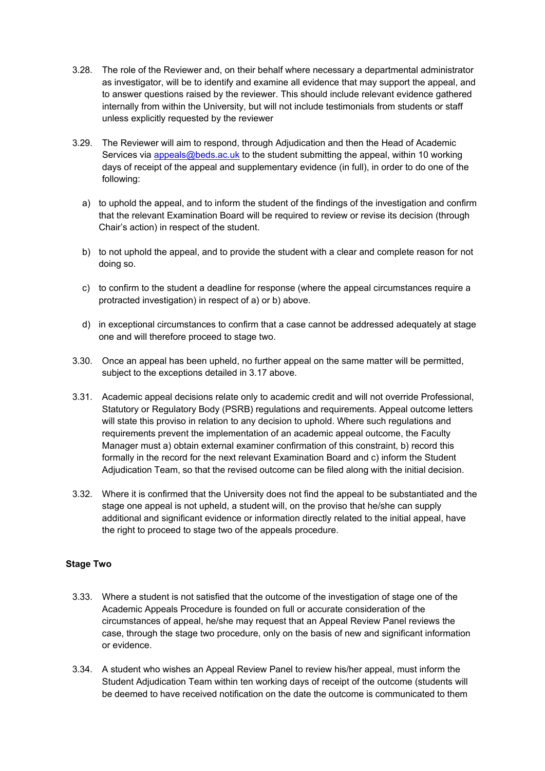3.28. The role of the Reviewer and, on their behalf where necessary a departmental administrator as investigator, will be to identify and examine all evidence that may support the appeal, and to answer questions raised by the reviewer. This should include relevant evidence gathered internally from within the University, but will not include testimonials from students or staff unless explicitly requested by the reviewer

3.29. The Reviewer will aim to respond, through Adjudication and then the Head of Academic Services via appeals@beds.ac.uk to the student submitting the appeal, within 10 working days of receipt of the appeal and supplementary evidence (in full), in order to do one of the following:

a) to uphold the appeal, and to inform the student of the findings of the investigation and confirm that the relevant Examination Board will be required to review or revise its decision (through Chair's action) in respect of the student.

b) to not uphold the appeal, and to provide the student with a clear and complete reason for not doing so.

c) to confirm to the student a deadline for response (where the appeal circumstances require a protracted investigation) in respect of a) or b) above.

d) in exceptional circumstances to confirm that a case cannot be addressed adequately at stage one and will therefore proceed to stage two.

3.30. Once an appeal has been upheld, no further appeal on the same matter will be permitted, subject to the exceptions detailed in 3.17 above.

3.31. Academic appeal decisions relate only to academic credit and will not override Professional, Statutory or Regulatory Body (PSRB) regulations and requirements. Appeal outcome letters will state this proviso in relation to any decision to uphold. Where such regulations and requirements prevent the implementation of an academic appeal outcome, the Faculty Manager must a) obtain external examiner confirmation of this constraint, b) record this formally in the record for the next relevant Examination Board and c) inform the Student Adjudication Team, so that the revised outcome can be filed along with the initial decision.

3.32. Where it is confirmed that the University does not find the appeal to be substantiated and the stage one appeal is not upheld, a student will, on the proviso that he/she can supply additional and significant evidence or information directly related to the initial appeal, have the right to proceed to stage two of the appeals procedure.

**Stage Two**

3.33. Where a student is not satisfied that the outcome of the investigation of stage one of the Academic Appeals Procedure is founded on full or accurate consideration of the circumstances of appeal, he/she may request that an Appeal Review Panel reviews the case, through the stage two procedure, only on the basis of new and significant information or evidence.

3.34. A student who wishes an Appeal Review Panel to review his/her appeal, must inform the Student Adjudication Team within ten working days of receipt of the outcome (students will be deemed to have received notification on the date the outcome is communicated to them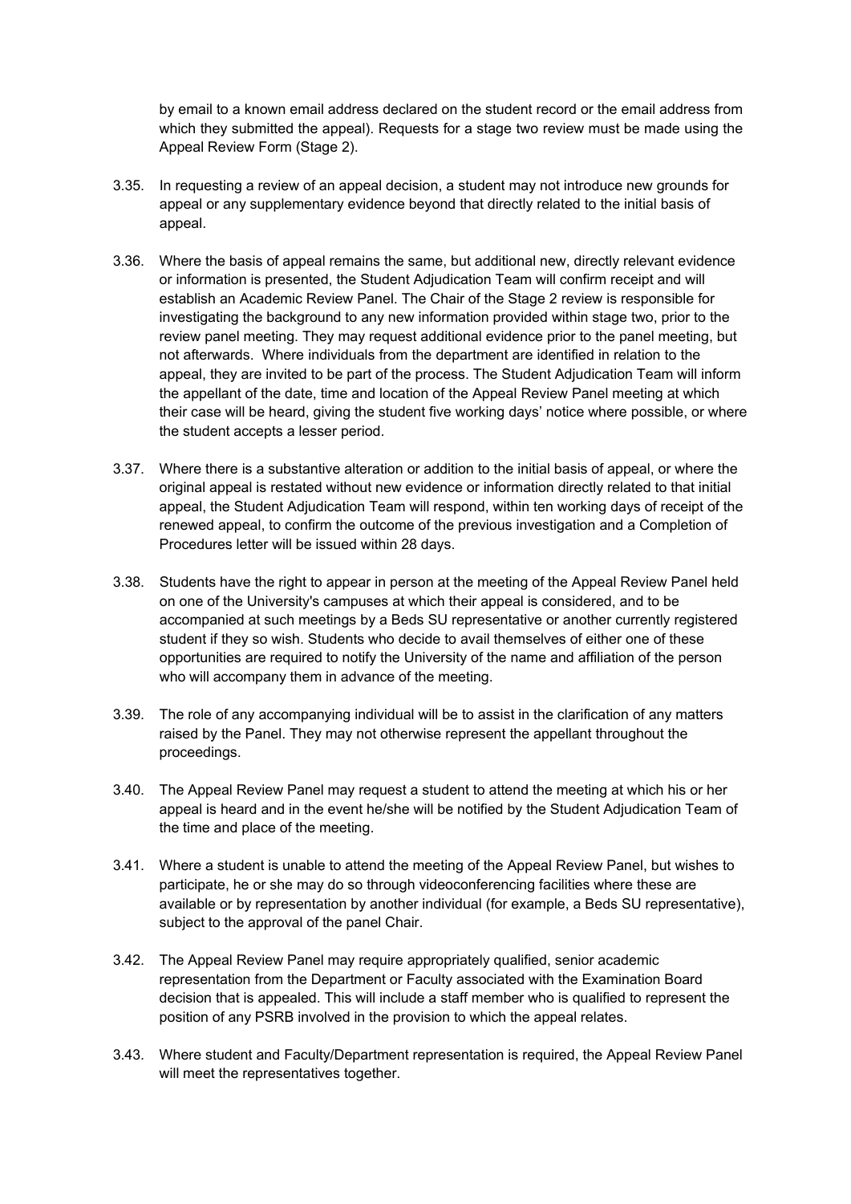by email to a known email address declared on the student record or the email address from which they submitted the appeal). Requests for a stage two review must be made using the Appeal Review Form (Stage 2).

3.35. In requesting a review of an appeal decision, a student may not introduce new grounds for appeal or any supplementary evidence beyond that directly related to the initial basis of appeal.

3.36. Where the basis of appeal remains the same, but additional new, directly relevant evidence or information is presented, the Student Adjudication Team will confirm receipt and will establish an Academic Review Panel. The Chair of the Stage 2 review is responsible for investigating the background to any new information provided within stage two, prior to the review panel meeting. They may request additional evidence prior to the panel meeting, but not afterwards. Where individuals from the department are identified in relation to the appeal, they are invited to be part of the process. The Student Adjudication Team will inform the appellant of the date, time and location of the Appeal Review Panel meeting at which their case will be heard, giving the student five working days' notice where possible, or where the student accepts a lesser period.

3.37. Where there is a substantive alteration or addition to the initial basis of appeal, or where the original appeal is restated without new evidence or information directly related to that initial appeal, the Student Adjudication Team will respond, within ten working days of receipt of the renewed appeal, to confirm the outcome of the previous investigation and a Completion of Procedures letter will be issued within 28 days.

3.38. Students have the right to appear in person at the meeting of the Appeal Review Panel held on one of the University's campuses at which their appeal is considered, and to be accompanied at such meetings by a Beds SU representative or another currently registered student if they so wish. Students who decide to avail themselves of either one of these opportunities are required to notify the University of the name and affiliation of the person who will accompany them in advance of the meeting.

3.39. The role of any accompanying individual will be to assist in the clarification of any matters raised by the Panel. They may not otherwise represent the appellant throughout the proceedings.

3.40. The Appeal Review Panel may request a student to attend the meeting at which his or her appeal is heard and in the event he/she will be notified by the Student Adjudication Team of the time and place of the meeting.

3.41. Where a student is unable to attend the meeting of the Appeal Review Panel, but wishes to participate, he or she may do so through videoconferencing facilities where these are available or by representation by another individual (for example, a Beds SU representative), subject to the approval of the panel Chair.

3.42. The Appeal Review Panel may require appropriately qualified, senior academic representation from the Department or Faculty associated with the Examination Board decision that is appealed. This will include a staff member who is qualified to represent the position of any PSRB involved in the provision to which the appeal relates.

3.43. Where student and Faculty/Department representation is required, the Appeal Review Panel will meet the representatives together.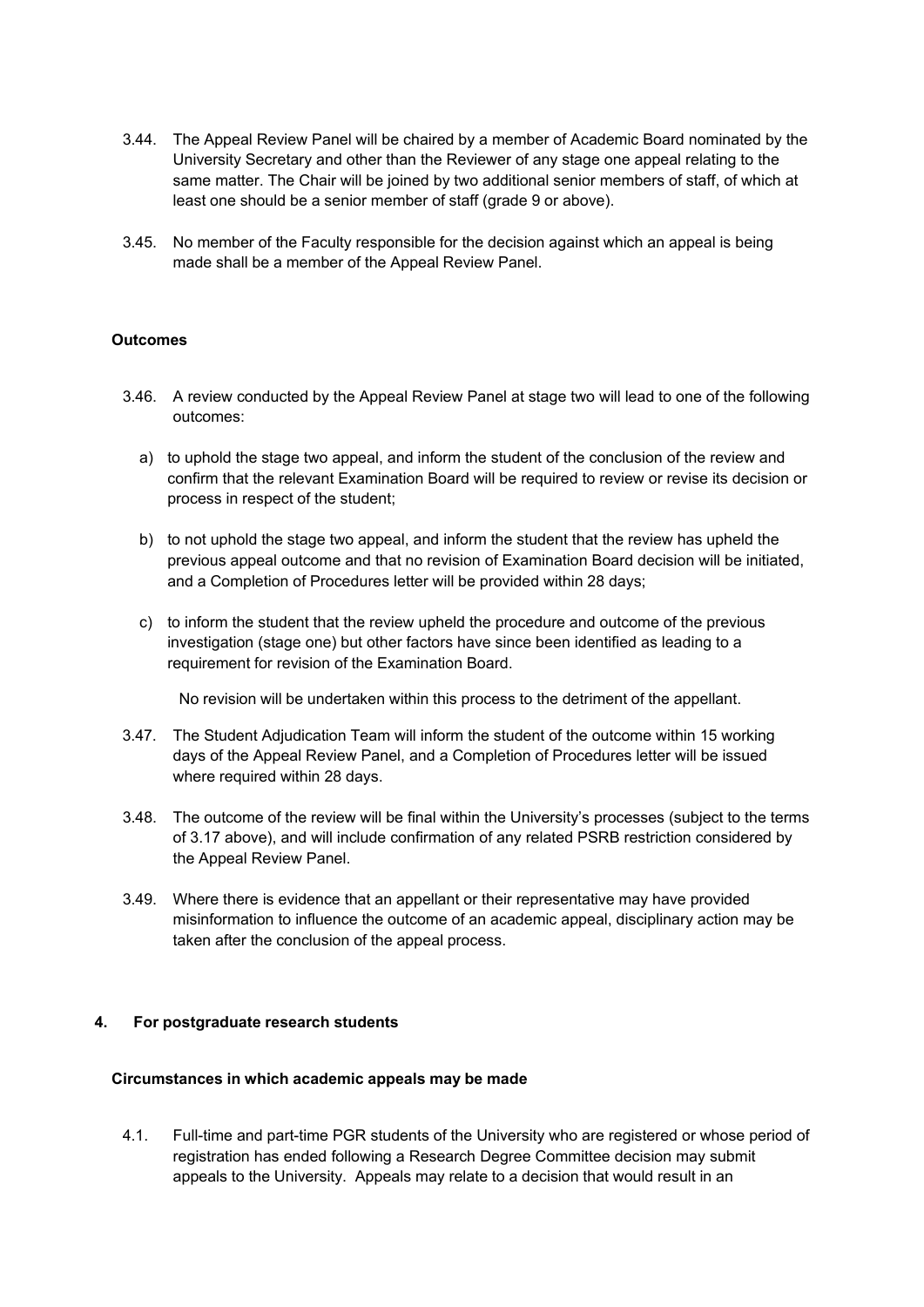3.44. The Appeal Review Panel will be chaired by a member of Academic Board nominated by the University Secretary and other than the Reviewer of any stage one appeal relating to the same matter. The Chair will be joined by two additional senior members of staff, of which at least one should be a senior member of staff (grade 9 or above).

3.45. No member of the Faculty responsible for the decision against which an appeal is being made shall be a member of the Appeal Review Panel.

**Outcomes**

3.46. A review conducted by the Appeal Review Panel at stage two will lead to one of the following outcomes:

a) to uphold the stage two appeal, and inform the student of the conclusion of the review and confirm that the relevant Examination Board will be required to review or revise its decision or process in respect of the student;

b) to not uphold the stage two appeal, and inform the student that the review has upheld the previous appeal outcome and that no revision of Examination Board decision will be initiated, and a Completion of Procedures letter will be provided within 28 days;

c) to inform the student that the review upheld the procedure and outcome of the previous investigation (stage one) but other factors have since been identified as leading to a requirement for revision of the Examination Board.

No revision will be undertaken within this process to the detriment of the appellant.

3.47. The Student Adjudication Team will inform the student of the outcome within 15 working days of the Appeal Review Panel, and a Completion of Procedures letter will be issued where required within 28 days.

3.48. The outcome of the review will be final within the University's processes (subject to the terms of 3.17 above), and will include confirmation of any related PSRB restriction considered by the Appeal Review Panel.

3.49. Where there is evidence that an appellant or their representative may have provided misinformation to influence the outcome of an academic appeal, disciplinary action may be taken after the conclusion of the appeal process.

## 4. For postgraduate research students

**Circumstances in which academic appeals may be made**

4.1. Full-time and part-time PGR students of the University who are registered or whose period of registration has ended following a Research Degree Committee decision may submit appeals to the University. Appeals may relate to a decision that would result in an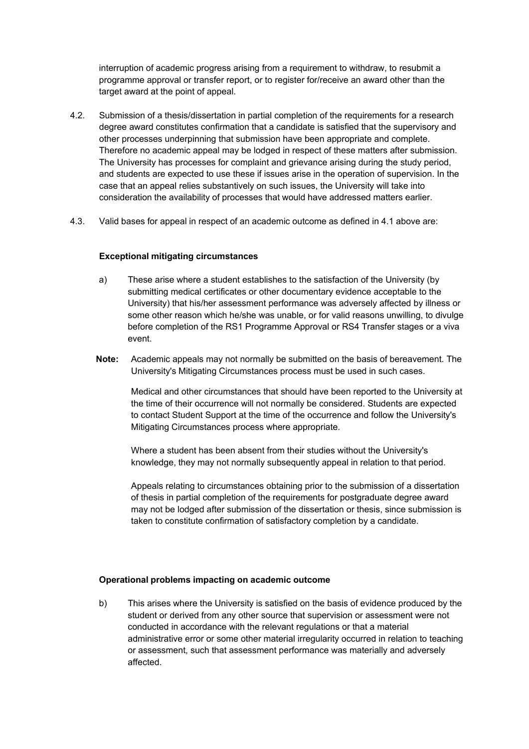interruption of academic progress arising from a requirement to withdraw, to resubmit a programme approval or transfer report, or to register for/receive an award other than the target award at the point of appeal.

4.2. Submission of a thesis/dissertation in partial completion of the requirements for a research degree award constitutes confirmation that a candidate is satisfied that the supervisory and other processes underpinning that submission have been appropriate and complete. Therefore no academic appeal may be lodged in respect of these matters after submission. The University has processes for complaint and grievance arising during the study period, and students are expected to use these if issues arise in the operation of supervision. In the case that an appeal relies substantively on such issues, the University will take into consideration the availability of processes that would have addressed matters earlier.

4.3. Valid bases for appeal in respect of an academic outcome as defined in 4.1 above are:

**Exceptional mitigating circumstances**

a) These arise where a student establishes to the satisfaction of the University (by submitting medical certificates or other documentary evidence acceptable to the University) that his/her assessment performance was adversely affected by illness or some other reason which he/she was unable, or for valid reasons unwilling, to divulge before completion of the RS1 Programme Approval or RS4 Transfer stages or a viva event.

**Note:** Academic appeals may not normally be submitted on the basis of bereavement. The University's Mitigating Circumstances process must be used in such cases.

Medical and other circumstances that should have been reported to the University at the time of their occurrence will not normally be considered. Students are expected to contact Student Support at the time of the occurrence and follow the University's Mitigating Circumstances process where appropriate.

Where a student has been absent from their studies without the University's knowledge, they may not normally subsequently appeal in relation to that period.

Appeals relating to circumstances obtaining prior to the submission of a dissertation of thesis in partial completion of the requirements for postgraduate degree award may not be lodged after submission of the dissertation or thesis, since submission is taken to constitute confirmation of satisfactory completion by a candidate.

**Operational problems impacting on academic outcome**

b) This arises where the University is satisfied on the basis of evidence produced by the student or derived from any other source that supervision or assessment were not conducted in accordance with the relevant regulations or that a material administrative error or some other material irregularity occurred in relation to teaching or assessment, such that assessment performance was materially and adversely affected.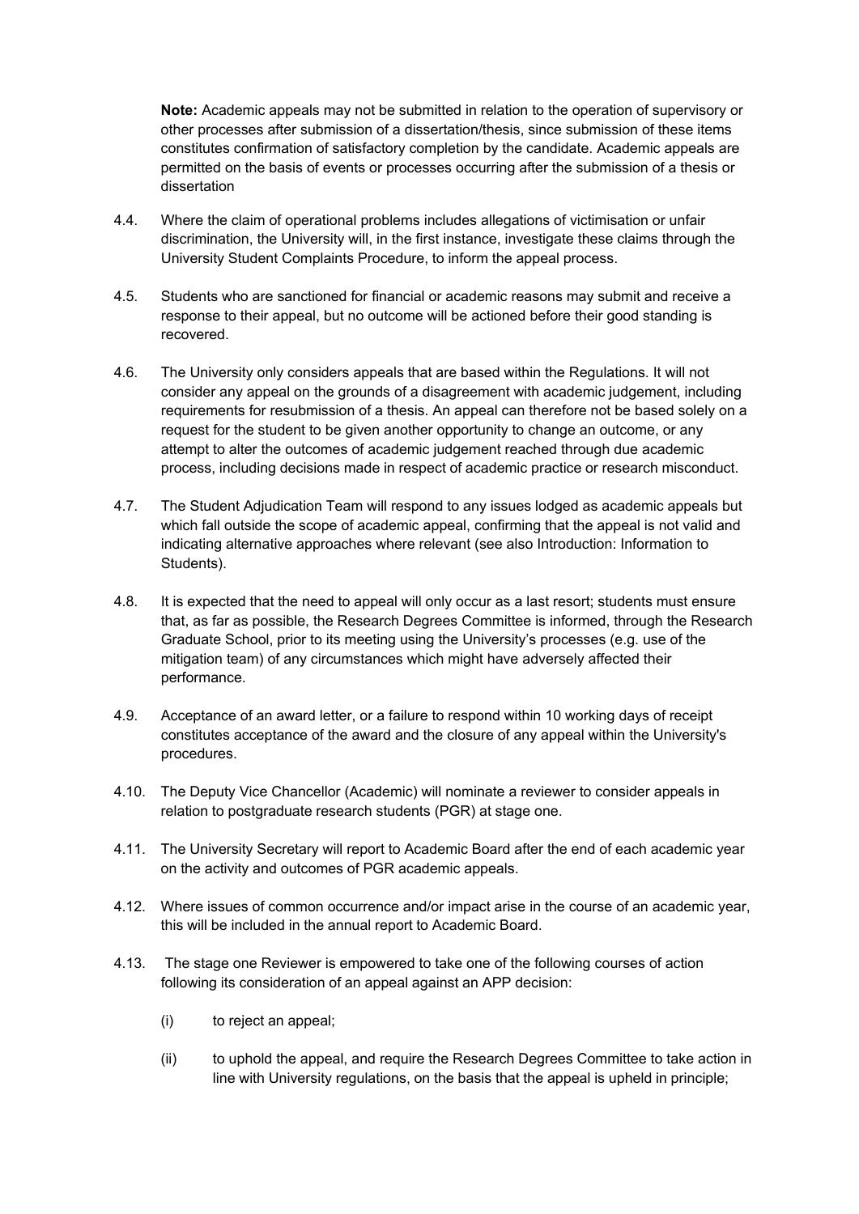**Note:** Academic appeals may not be submitted in relation to the operation of supervisory or other processes after submission of a dissertation/thesis, since submission of these items constitutes confirmation of satisfactory completion by the candidate. Academic appeals are permitted on the basis of events or processes occurring after the submission of a thesis or dissertation

4.4. Where the claim of operational problems includes allegations of victimisation or unfair discrimination, the University will, in the first instance, investigate these claims through the University Student Complaints Procedure, to inform the appeal process.

4.5. Students who are sanctioned for financial or academic reasons may submit and receive a response to their appeal, but no outcome will be actioned before their good standing is recovered.

4.6. The University only considers appeals that are based within the Regulations. It will not consider any appeal on the grounds of a disagreement with academic judgement, including requirements for resubmission of a thesis. An appeal can therefore not be based solely on a request for the student to be given another opportunity to change an outcome, or any attempt to alter the outcomes of academic judgement reached through due academic process, including decisions made in respect of academic practice or research misconduct.

4.7. The Student Adjudication Team will respond to any issues lodged as academic appeals but which fall outside the scope of academic appeal, confirming that the appeal is not valid and indicating alternative approaches where relevant (see also Introduction: Information to Students).

4.8. It is expected that the need to appeal will only occur as a last resort; students must ensure that, as far as possible, the Research Degrees Committee is informed, through the Research Graduate School, prior to its meeting using the University's processes (e.g. use of the mitigation team) of any circumstances which might have adversely affected their performance.

4.9. Acceptance of an award letter, or a failure to respond within 10 working days of receipt constitutes acceptance of the award and the closure of any appeal within the University's procedures.

4.10. The Deputy Vice Chancellor (Academic) will nominate a reviewer to consider appeals in relation to postgraduate research students (PGR) at stage one.

4.11. The University Secretary will report to Academic Board after the end of each academic year on the activity and outcomes of PGR academic appeals.

4.12. Where issues of common occurrence and/or impact arise in the course of an academic year, this will be included in the annual report to Academic Board.

4.13. The stage one Reviewer is empowered to take one of the following courses of action following its consideration of an appeal against an APP decision:

(i) to reject an appeal;

(ii) to uphold the appeal, and require the Research Degrees Committee to take action in line with University regulations, on the basis that the appeal is upheld in principle;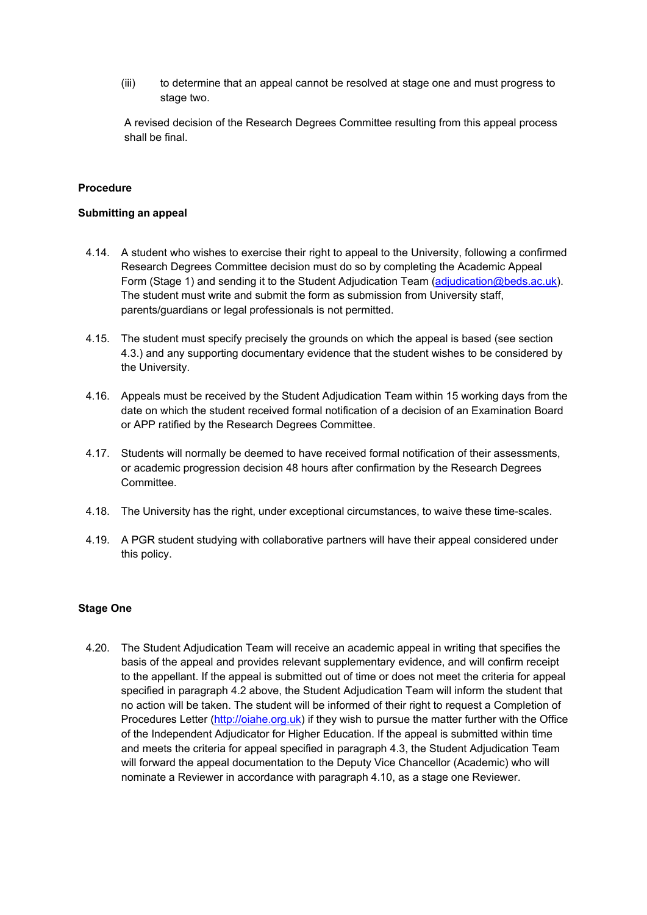(iii) to determine that an appeal cannot be resolved at stage one and must progress to stage two.

A revised decision of the Research Degrees Committee resulting from this appeal process shall be final.

**Procedure**

**Submitting an appeal**

4.14. A student who wishes to exercise their right to appeal to the University, following a confirmed Research Degrees Committee decision must do so by completing the Academic Appeal Form (Stage 1) and sending it to the Student Adjudication Team (adjudication@beds.ac.uk). The student must write and submit the form as submission from University staff, parents/guardians or legal professionals is not permitted.

4.15. The student must specify precisely the grounds on which the appeal is based (see section 4.3.) and any supporting documentary evidence that the student wishes to be considered by the University.

4.16. Appeals must be received by the Student Adjudication Team within 15 working days from the date on which the student received formal notification of a decision of an Examination Board or APP ratified by the Research Degrees Committee.

4.17. Students will normally be deemed to have received formal notification of their assessments, or academic progression decision 48 hours after confirmation by the Research Degrees Committee.

4.18. The University has the right, under exceptional circumstances, to waive these time-scales.

4.19. A PGR student studying with collaborative partners will have their appeal considered under this policy.

**Stage One**

4.20. The Student Adjudication Team will receive an academic appeal in writing that specifies the basis of the appeal and provides relevant supplementary evidence, and will confirm receipt to the appellant. If the appeal is submitted out of time or does not meet the criteria for appeal specified in paragraph 4.2 above, the Student Adjudication Team will inform the student that no action will be taken. The student will be informed of their right to request a Completion of Procedures Letter (http://oiahe.org.uk) if they wish to pursue the matter further with the Office of the Independent Adjudicator for Higher Education. If the appeal is submitted within time and meets the criteria for appeal specified in paragraph 4.3, the Student Adjudication Team will forward the appeal documentation to the Deputy Vice Chancellor (Academic) who will nominate a Reviewer in accordance with paragraph 4.10, as a stage one Reviewer.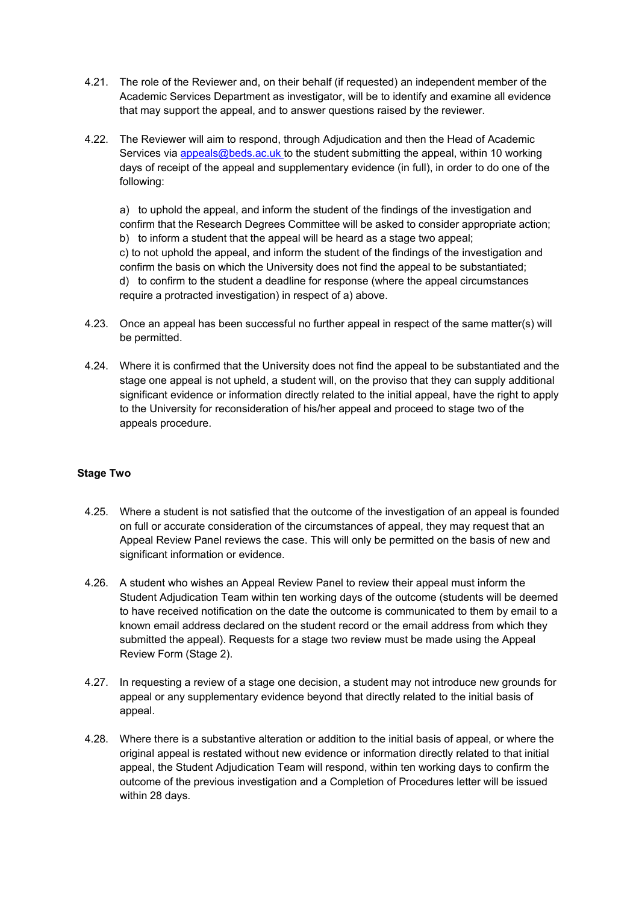4.21. The role of the Reviewer and, on their behalf (if requested) an independent member of the Academic Services Department as investigator, will be to identify and examine all evidence that may support the appeal, and to answer questions raised by the reviewer.

4.22. The Reviewer will aim to respond, through Adjudication and then the Head of Academic Services via appeals@beds.ac.uk to the student submitting the appeal, within 10 working days of receipt of the appeal and supplementary evidence (in full), in order to do one of the following:

a) to uphold the appeal, and inform the student of the findings of the investigation and confirm that the Research Degrees Committee will be asked to consider appropriate action;
b) to inform a student that the appeal will be heard as a stage two appeal;
c) to not uphold the appeal, and inform the student of the findings of the investigation and confirm the basis on which the University does not find the appeal to be substantiated;
d) to confirm to the student a deadline for response (where the appeal circumstances require a protracted investigation) in respect of a) above.

4.23. Once an appeal has been successful no further appeal in respect of the same matter(s) will be permitted.

4.24. Where it is confirmed that the University does not find the appeal to be substantiated and the stage one appeal is not upheld, a student will, on the proviso that they can supply additional significant evidence or information directly related to the initial appeal, have the right to apply to the University for reconsideration of his/her appeal and proceed to stage two of the appeals procedure.

**Stage Two**

4.25. Where a student is not satisfied that the outcome of the investigation of an appeal is founded on full or accurate consideration of the circumstances of appeal, they may request that an Appeal Review Panel reviews the case. This will only be permitted on the basis of new and significant information or evidence.

4.26. A student who wishes an Appeal Review Panel to review their appeal must inform the Student Adjudication Team within ten working days of the outcome (students will be deemed to have received notification on the date the outcome is communicated to them by email to a known email address declared on the student record or the email address from which they submitted the appeal). Requests for a stage two review must be made using the Appeal Review Form (Stage 2).

4.27. In requesting a review of a stage one decision, a student may not introduce new grounds for appeal or any supplementary evidence beyond that directly related to the initial basis of appeal.

4.28. Where there is a substantive alteration or addition to the initial basis of appeal, or where the original appeal is restated without new evidence or information directly related to that initial appeal, the Student Adjudication Team will respond, within ten working days to confirm the outcome of the previous investigation and a Completion of Procedures letter will be issued within 28 days.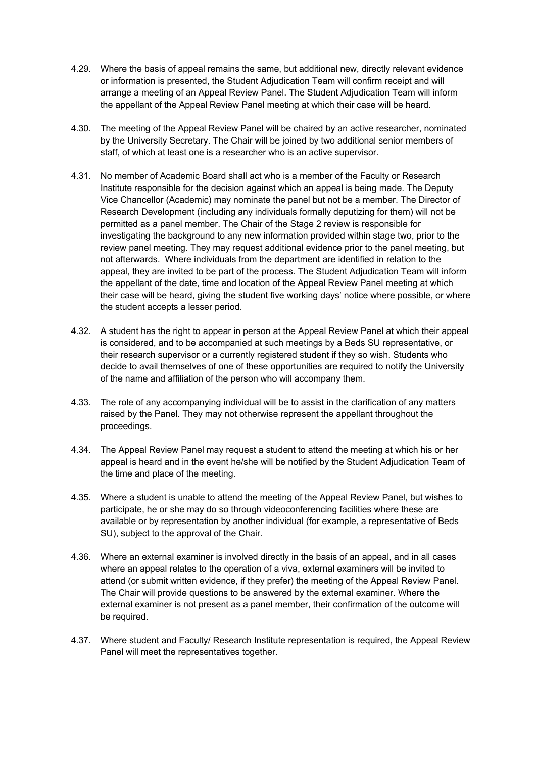4.29. Where the basis of appeal remains the same, but additional new, directly relevant evidence or information is presented, the Student Adjudication Team will confirm receipt and will arrange a meeting of an Appeal Review Panel. The Student Adjudication Team will inform the appellant of the Appeal Review Panel meeting at which their case will be heard.

4.30. The meeting of the Appeal Review Panel will be chaired by an active researcher, nominated by the University Secretary. The Chair will be joined by two additional senior members of staff, of which at least one is a researcher who is an active supervisor.

4.31. No member of Academic Board shall act who is a member of the Faculty or Research Institute responsible for the decision against which an appeal is being made. The Deputy Vice Chancellor (Academic) may nominate the panel but not be a member. The Director of Research Development (including any individuals formally deputizing for them) will not be permitted as a panel member. The Chair of the Stage 2 review is responsible for investigating the background to any new information provided within stage two, prior to the review panel meeting. They may request additional evidence prior to the panel meeting, but not afterwards. Where individuals from the department are identified in relation to the appeal, they are invited to be part of the process. The Student Adjudication Team will inform the appellant of the date, time and location of the Appeal Review Panel meeting at which their case will be heard, giving the student five working days' notice where possible, or where the student accepts a lesser period.

4.32. A student has the right to appear in person at the Appeal Review Panel at which their appeal is considered, and to be accompanied at such meetings by a Beds SU representative, or their research supervisor or a currently registered student if they so wish. Students who decide to avail themselves of one of these opportunities are required to notify the University of the name and affiliation of the person who will accompany them.

4.33. The role of any accompanying individual will be to assist in the clarification of any matters raised by the Panel. They may not otherwise represent the appellant throughout the proceedings.

4.34. The Appeal Review Panel may request a student to attend the meeting at which his or her appeal is heard and in the event he/she will be notified by the Student Adjudication Team of the time and place of the meeting.

4.35. Where a student is unable to attend the meeting of the Appeal Review Panel, but wishes to participate, he or she may do so through videoconferencing facilities where these are available or by representation by another individual (for example, a representative of Beds SU), subject to the approval of the Chair.

4.36. Where an external examiner is involved directly in the basis of an appeal, and in all cases where an appeal relates to the operation of a viva, external examiners will be invited to attend (or submit written evidence, if they prefer) the meeting of the Appeal Review Panel. The Chair will provide questions to be answered by the external examiner. Where the external examiner is not present as a panel member, their confirmation of the outcome will be required.

4.37. Where student and Faculty/ Research Institute representation is required, the Appeal Review Panel will meet the representatives together.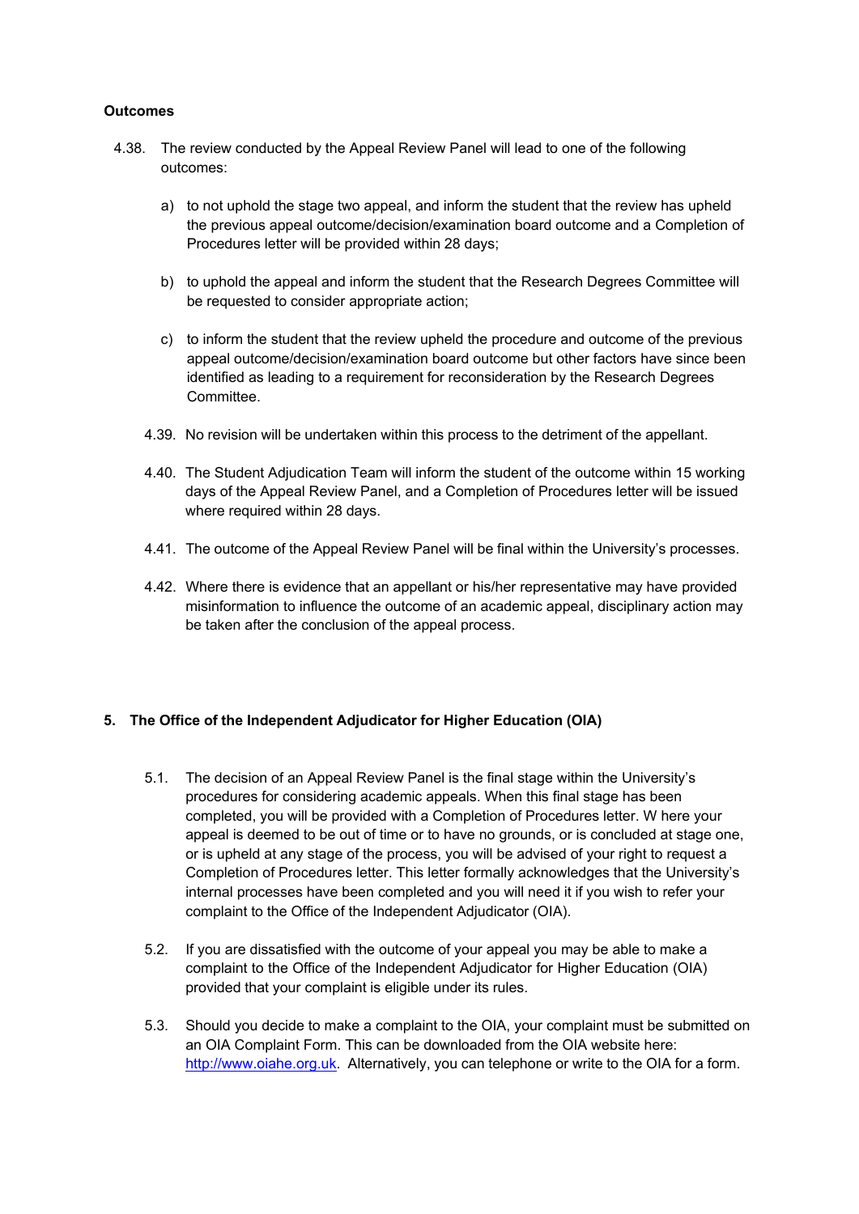**Outcomes**

4.38. The review conducted by the Appeal Review Panel will lead to one of the following outcomes:

a) to not uphold the stage two appeal, and inform the student that the review has upheld the previous appeal outcome/decision/examination board outcome and a Completion of Procedures letter will be provided within 28 days;

b) to uphold the appeal and inform the student that the Research Degrees Committee will be requested to consider appropriate action;

c) to inform the student that the review upheld the procedure and outcome of the previous appeal outcome/decision/examination board outcome but other factors have since been identified as leading to a requirement for reconsideration by the Research Degrees Committee.

4.39. No revision will be undertaken within this process to the detriment of the appellant.

4.40. The Student Adjudication Team will inform the student of the outcome within 15 working days of the Appeal Review Panel, and a Completion of Procedures letter will be issued where required within 28 days.

4.41. The outcome of the Appeal Review Panel will be final within the University's processes.

4.42. Where there is evidence that an appellant or his/her representative may have provided misinformation to influence the outcome of an academic appeal, disciplinary action may be taken after the conclusion of the appeal process.

## 5. The Office of the Independent Adjudicator for Higher Education (OIA)

5.1. The decision of an Appeal Review Panel is the final stage within the University's procedures for considering academic appeals. When this final stage has been completed, you will be provided with a Completion of Procedures letter. W here your appeal is deemed to be out of time or to have no grounds, or is concluded at stage one, or is upheld at any stage of the process, you will be advised of your right to request a Completion of Procedures letter. This letter formally acknowledges that the University's internal processes have been completed and you will need it if you wish to refer your complaint to the Office of the Independent Adjudicator (OIA).

5.2. If you are dissatisfied with the outcome of your appeal you may be able to make a complaint to the Office of the Independent Adjudicator for Higher Education (OIA) provided that your complaint is eligible under its rules.

5.3. Should you decide to make a complaint to the OIA, your complaint must be submitted on an OIA Complaint Form. This can be downloaded from the OIA website here: http://www.oiahe.org.uk. Alternatively, you can telephone or write to the OIA for a form.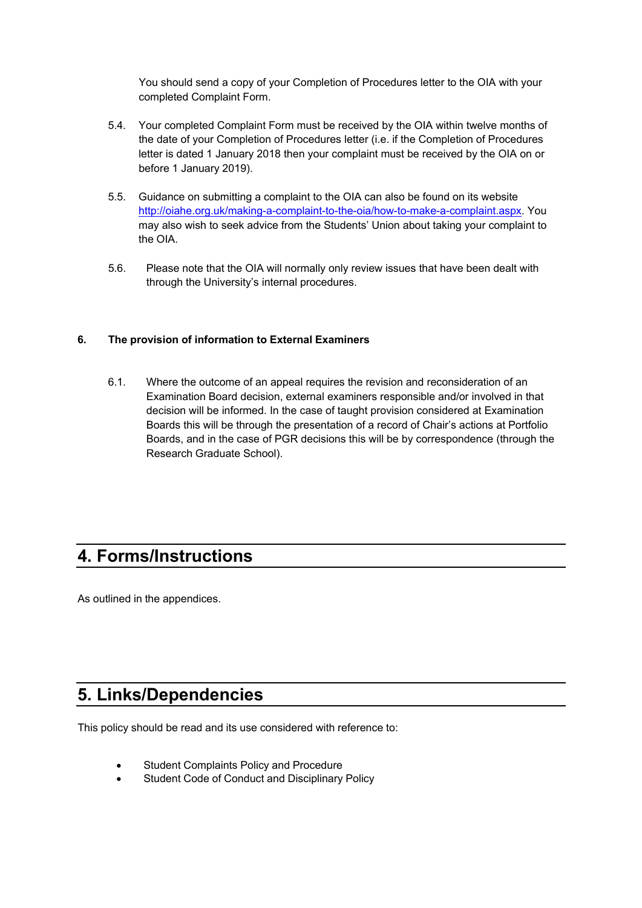You should send a copy of your Completion of Procedures letter to the OIA with your completed Complaint Form.

5.4. Your completed Complaint Form must be received by the OIA within twelve months of the date of your Completion of Procedures letter (i.e. if the Completion of Procedures letter is dated 1 January 2018 then your complaint must be received by the OIA on or before 1 January 2019).

5.5. Guidance on submitting a complaint to the OIA can also be found on its website http://oiahe.org.uk/making-a-complaint-to-the-oia/how-to-make-a-complaint.aspx. You may also wish to seek advice from the Students' Union about taking your complaint to the OIA.

5.6. Please note that the OIA will normally only review issues that have been dealt with through the University's internal procedures.

**6. The provision of information to External Examiners**

6.1. Where the outcome of an appeal requires the revision and reconsideration of an Examination Board decision, external examiners responsible and/or involved in that decision will be informed. In the case of taught provision considered at Examination Boards this will be through the presentation of a record of Chair's actions at Portfolio Boards, and in the case of PGR decisions this will be by correspondence (through the Research Graduate School).

## 4. Forms/Instructions

As outlined in the appendices.

## 5. Links/Dependencies

This policy should be read and its use considered with reference to:

- Student Complaints Policy and Procedure
- Student Code of Conduct and Disciplinary Policy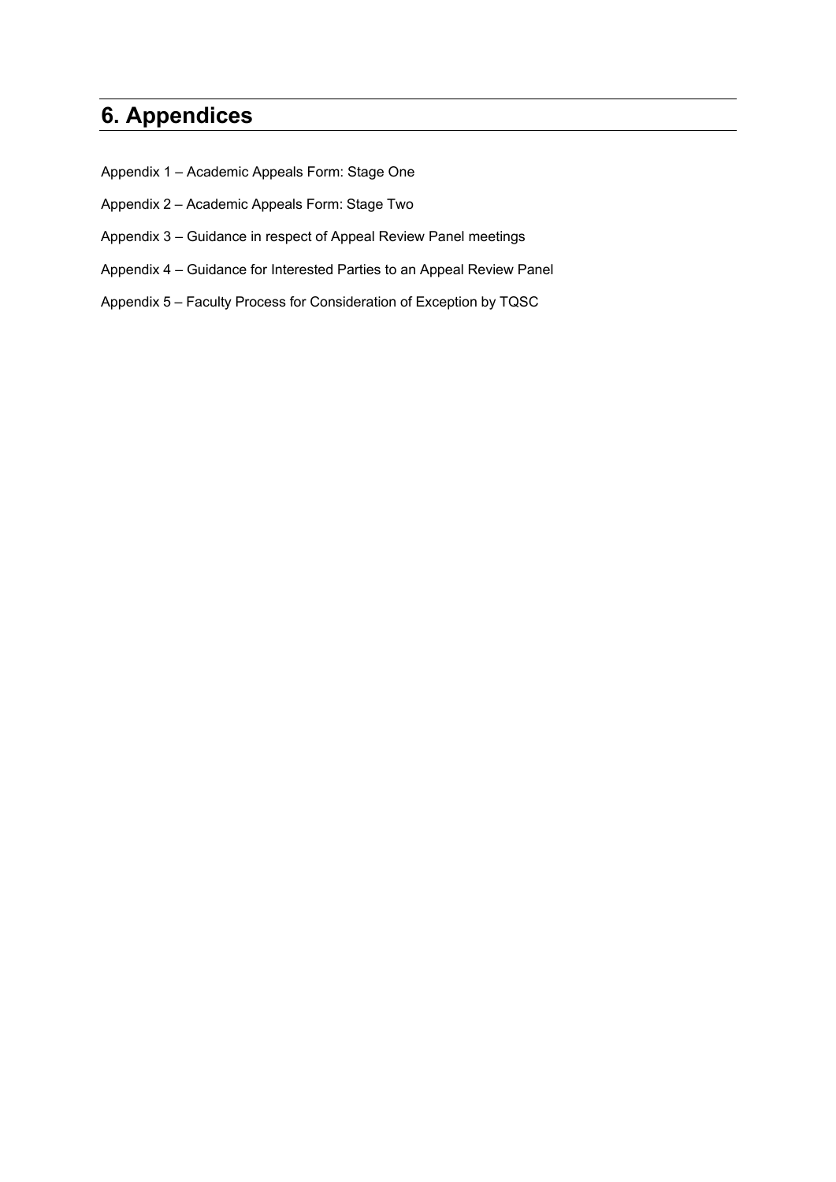# 6. Appendices

Appendix 1 – Academic Appeals Form: Stage One

Appendix 2 – Academic Appeals Form: Stage Two

Appendix 3 – Guidance in respect of Appeal Review Panel meetings

Appendix 4 – Guidance for Interested Parties to an Appeal Review Panel

Appendix 5 – Faculty Process for Consideration of Exception by TQSC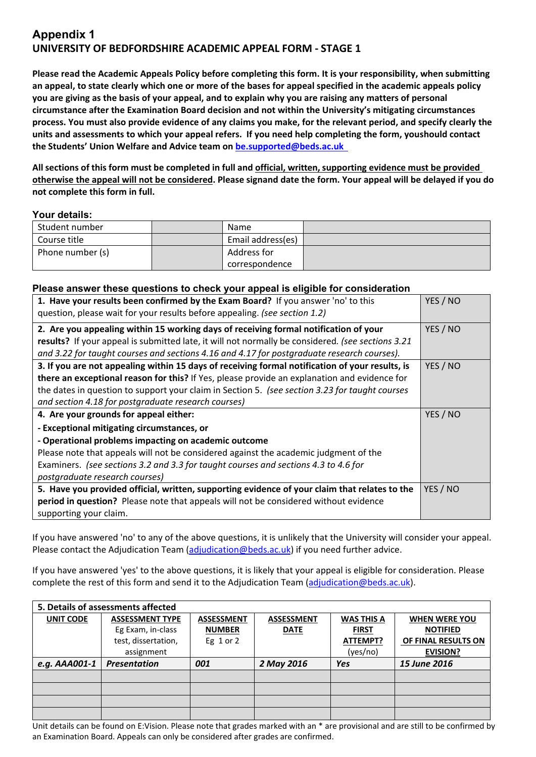# Appendix 1

## UNIVERSITY OF BEDFORDSHIRE ACADEMIC APPEAL FORM - STAGE 1

**Please read the Academic Appeals Policy before completing this form. It is your responsibility, when submitting an appeal, to state clearly which one or more of the bases for appeal specified in the academic appeals policy you are giving as the basis of your appeal, and to explain why you are raising any matters of personal circumstance after the Examination Board decision and not within the University's mitigating circumstances process. You must also provide evidence of any claims you make, for the relevant period, and specify clearly the units and assessments to which your appeal refers. If you need help completing the form, youshould contact the Students' Union Welfare and Advice team on be.supported@beds.ac.uk**

**All sections of this form must be completed in full and official, written, supporting evidence must be provided otherwise the appeal will not be considered. Please signand date the form. Your appeal will be delayed if you do not complete this form in full.**

### Your details:

| Student number | | Name | |
|---|---|---|---|
| Course title | | Email address(es) | |
| Phone number (s) | | Address for correspondence | |

### Please answer these questions to check your appeal is eligible for consideration

| | |
|---|---|
| **1. Have your results been confirmed by the Exam Board?** If you answer 'no' to this question, please wait for your results before appealing. *(see section 1.2)* | YES / NO |
| **2. Are you appealing within 15 working days of receiving formal notification of your results?** If your appeal is submitted late, it will not normally be considered. *(see sections 3.21 and 3.22 for taught courses and sections 4.16 and 4.17 for postgraduate research courses).* | YES / NO |
| **3. If you are not appealing within 15 days of receiving formal notification of your results, is there an exceptional reason for this?** If Yes, please provide an explanation and evidence for the dates in question to support your claim in Section 5. *(see section 3.23 for taught courses and section 4.18 for postgraduate research courses)* | YES / NO |
| **4. Are your grounds for appeal either:** **- Exceptional mitigating circumstances, or** **- Operational problems impacting on academic outcome** Please note that appeals will not be considered against the academic judgment of the Examiners. *(see sections 3.2 and 3.3 for taught courses and sections 4.3 to 4.6 for postgraduate research courses)* | YES / NO |
| **5. Have you provided official, written, supporting evidence of your claim that relates to the period in question?** Please note that appeals will not be considered without evidence supporting your claim. | YES / NO |

If you have answered 'no' to any of the above questions, it is unlikely that the University will consider your appeal. Please contact the Adjudication Team (adjudication@beds.ac.uk) if you need further advice.

If you have answered 'yes' to the above questions, it is likely that your appeal is eligible for consideration. Please complete the rest of this form and send it to the Adjudication Team (adjudication@beds.ac.uk).

| **5. Details of assessments affected** | | | | | |
|---|---|---|---|---|---|
| **UNIT CODE** | **ASSESSMENT TYPE** Eg Exam, in-class test, dissertation, assignment | **ASSESSMENT NUMBER** Eg 1 or 2 | **ASSESSMENT DATE** | **WAS THIS A FIRST ATTEMPT?** (yes/no) | **WHEN WERE YOU NOTIFIED OF FINAL RESULTS ON EVISION?** |
| ***e.g. AAA001-1*** | ***Presentation*** | ***001*** | ***2 May 2016*** | ***Yes*** | ***15 June 2016*** |
| | | | | | |
| | | | | | |
| | | | | | |
| | | | | | |

Unit details can be found on E:Vision. Please note that grades marked with an * are provisional and are still to be confirmed by an Examination Board. Appeals can only be considered after grades are confirmed.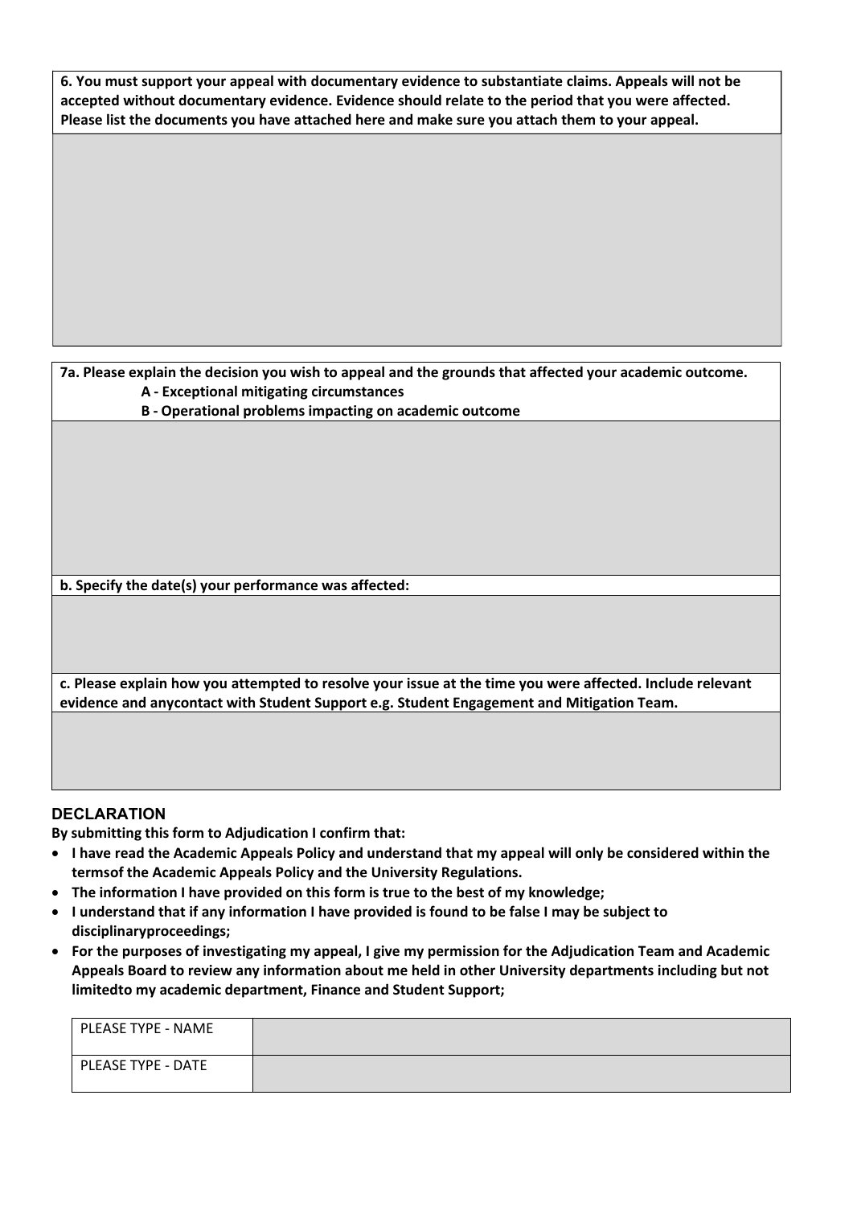**6. You must support your appeal with documentary evidence to substantiate claims. Appeals will not be accepted without documentary evidence. Evidence should relate to the period that you were affected. Please list the documents you have attached here and make sure you attach them to your appeal.**

**7a. Please explain the decision you wish to appeal and the grounds that affected your academic outcome.**

**A - Exceptional mitigating circumstances**

**B - Operational problems impacting on academic outcome**

**b. Specify the date(s) your performance was affected:**

**c. Please explain how you attempted to resolve your issue at the time you were affected. Include relevant evidence and anycontact with Student Support e.g. Student Engagement and Mitigation Team.**

## DECLARATION

**By submitting this form to Adjudication I confirm that:**

- **I have read the Academic Appeals Policy and understand that my appeal will only be considered within the termsof the Academic Appeals Policy and the University Regulations.**
- **The information I have provided on this form is true to the best of my knowledge;**
- **I understand that if any information I have provided is found to be false I may be subject to disciplinaryproceedings;**
- **For the purposes of investigating my appeal, I give my permission for the Adjudication Team and Academic Appeals Board to review any information about me held in other University departments including but not limitedto my academic department, Finance and Student Support;**

| PLEASE TYPE - NAME | |
|---|---|
| PLEASE TYPE - DATE | |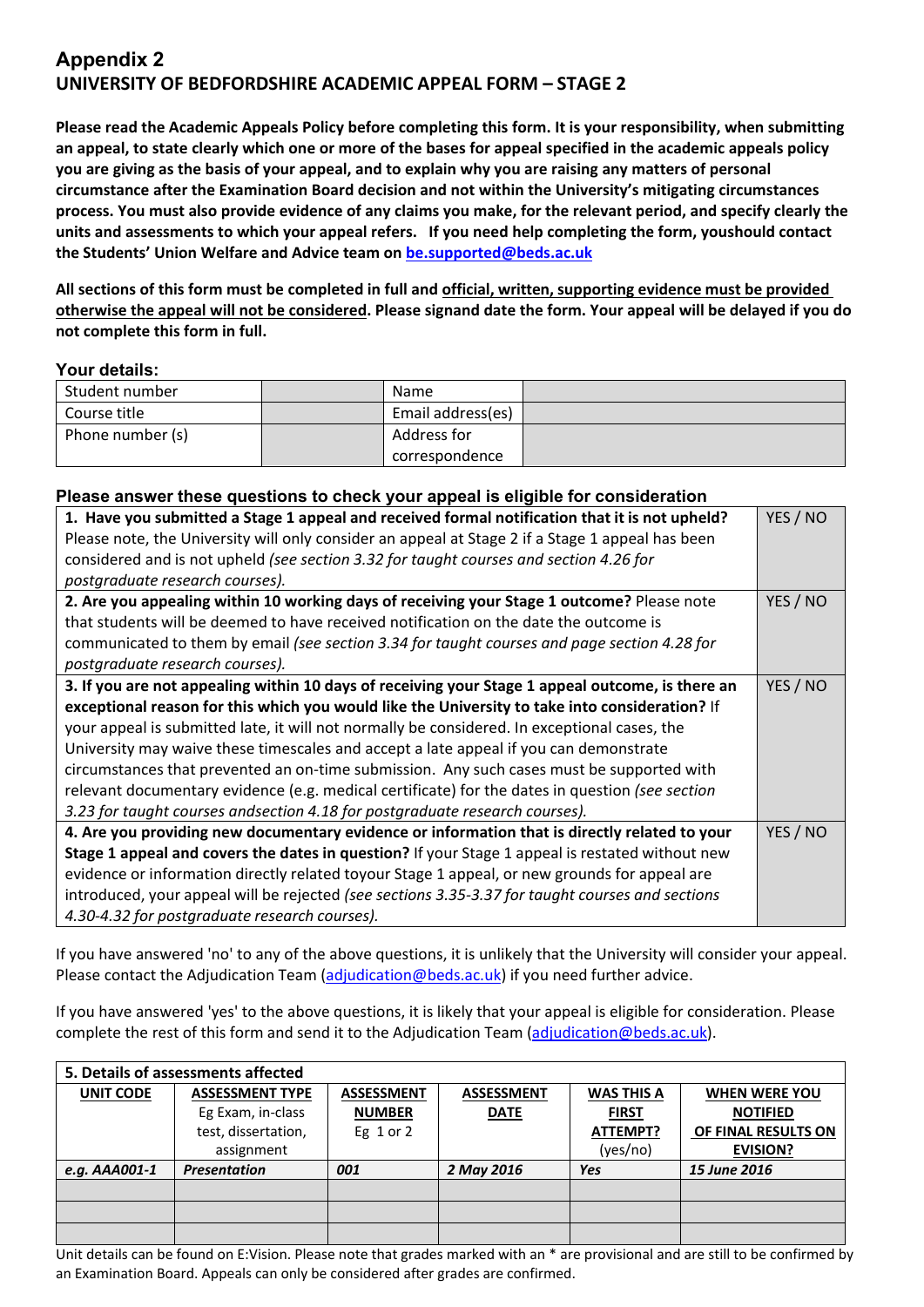# Appendix 2

## UNIVERSITY OF BEDFORDSHIRE ACADEMIC APPEAL FORM – STAGE 2

**Please read the Academic Appeals Policy before completing this form. It is your responsibility, when submitting an appeal, to state clearly which one or more of the bases for appeal specified in the academic appeals policy you are giving as the basis of your appeal, and to explain why you are raising any matters of personal circumstance after the Examination Board decision and not within the University's mitigating circumstances process. You must also provide evidence of any claims you make, for the relevant period, and specify clearly the units and assessments to which your appeal refers. If you need help completing the form, youshould contact the Students' Union Welfare and Advice team on [be.supported@beds.ac.uk](mailto:be.supported@beds.ac.uk)**

**All sections of this form must be completed in full and <u>official, written, supporting evidence must be provided otherwise the appeal will not be considered</u>. Please signand date the form. Your appeal will be delayed if you do not complete this form in full.**

### Your details:

| | | | |
|---|---|---|---|
| Student number | | Name | |
| Course title | | Email address(es) | |
| Phone number (s) | | Address for correspondence | |

### Please answer these questions to check your appeal is eligible for consideration

| | |
|---|---|
| **1. Have you submitted a Stage 1 appeal and received formal notification that it is not upheld?** Please note, the University will only consider an appeal at Stage 2 if a Stage 1 appeal has been considered and is not upheld *(see section 3.32 for taught courses and section 4.26 for postgraduate research courses).* | YES / NO |
| **2. Are you appealing within 10 working days of receiving your Stage 1 outcome?** Please note that students will be deemed to have received notification on the date the outcome is communicated to them by email *(see section 3.34 for taught courses and page section 4.28 for postgraduate research courses).* | YES / NO |
| **3. If you are not appealing within 10 days of receiving your Stage 1 appeal outcome, is there an exceptional reason for this which you would like the University to take into consideration?** If your appeal is submitted late, it will not normally be considered. In exceptional cases, the University may waive these timescales and accept a late appeal if you can demonstrate circumstances that prevented an on-time submission. Any such cases must be supported with relevant documentary evidence (e.g. medical certificate) for the dates in question *(see section 3.23 for taught courses andsection 4.18 for postgraduate research courses).* | YES / NO |
| **4. Are you providing new documentary evidence or information that is directly related to your Stage 1 appeal and covers the dates in question?** If your Stage 1 appeal is restated without new evidence or information directly related toyour Stage 1 appeal, or new grounds for appeal are introduced, your appeal will be rejected *(see sections 3.35-3.37 for taught courses and sections 4.30-4.32 for postgraduate research courses).* | YES / NO |

If you have answered 'no' to any of the above questions, it is unlikely that the University will consider your appeal. Please contact the Adjudication Team ([adjudication@beds.ac.uk](mailto:adjudication@beds.ac.uk)) if you need further advice.

If you have answered 'yes' to the above questions, it is likely that your appeal is eligible for consideration. Please complete the rest of this form and send it to the Adjudication Team ([adjudication@beds.ac.uk](mailto:adjudication@beds.ac.uk)).

**5. Details of assessments affected**

| <u>UNIT CODE</u> | <u>ASSESSMENT TYPE</u> Eg Exam, in-class test, dissertation, assignment | <u>ASSESSMENT NUMBER</u> Eg 1 or 2 | <u>ASSESSMENT DATE</u> | <u>WAS THIS A FIRST ATTEMPT?</u> (yes/no) | <u>WHEN WERE YOU NOTIFIED OF FINAL RESULTS ON EVISION?</u> |
|---|---|---|---|---|---|
| ***e.g. AAA001-1*** | ***Presentation*** | ***001*** | ***2 May 2016*** | ***Yes*** | ***15 June 2016*** |
| | | | | | |
| | | | | | |
| | | | | | |

Unit details can be found on E:Vision. Please note that grades marked with an * are provisional and are still to be confirmed by an Examination Board. Appeals can only be considered after grades are confirmed.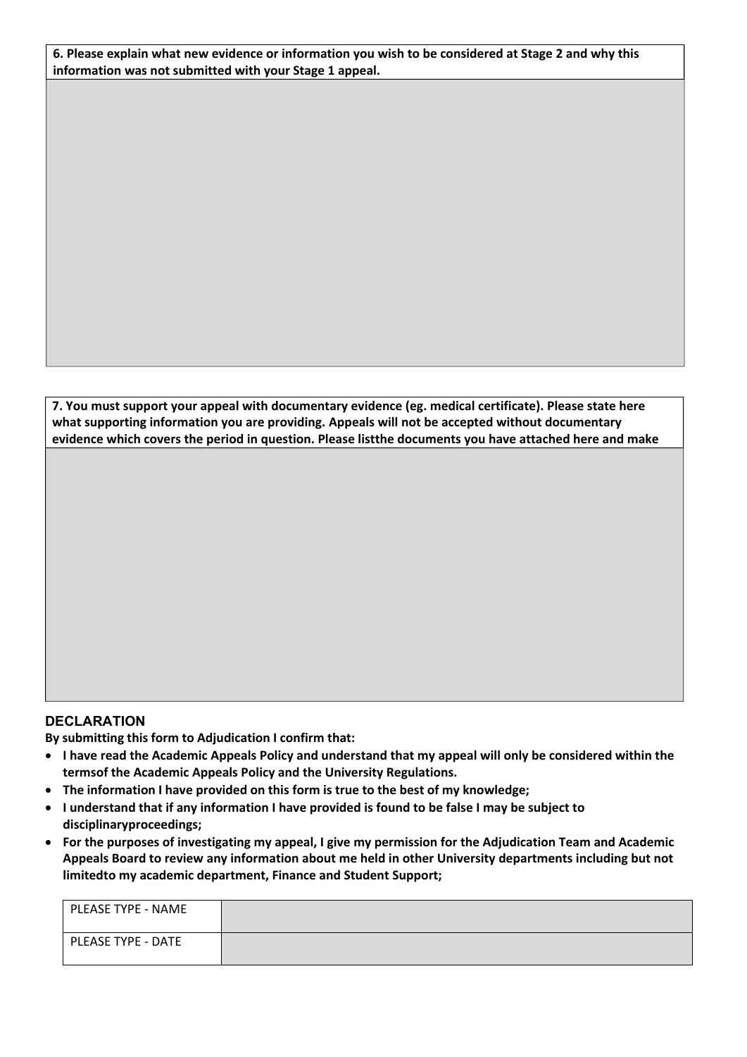**6. Please explain what new evidence or information you wish to be considered at Stage 2 and why this information was not submitted with your Stage 1 appeal.**

|  |
|---|
|  |

**7. You must support your appeal with documentary evidence (eg. medical certificate). Please state here what supporting information you are providing. Appeals will not be accepted without documentary evidence which covers the period in question. Please listthe documents you have attached here and make**

|  |
|---|
|  |

## DECLARATION

**By submitting this form to Adjudication I confirm that:**

- **I have read the Academic Appeals Policy and understand that my appeal will only be considered within the termsof the Academic Appeals Policy and the University Regulations.**
- **The information I have provided on this form is true to the best of my knowledge;**
- **I understand that if any information I have provided is found to be false I may be subject to disciplinaryproceedings;**
- **For the purposes of investigating my appeal, I give my permission for the Adjudication Team and Academic Appeals Board to review any information about me held in other University departments including but not limitedto my academic department, Finance and Student Support;**

| PLEASE TYPE - NAME | |
|---|---|
| PLEASE TYPE - DATE | |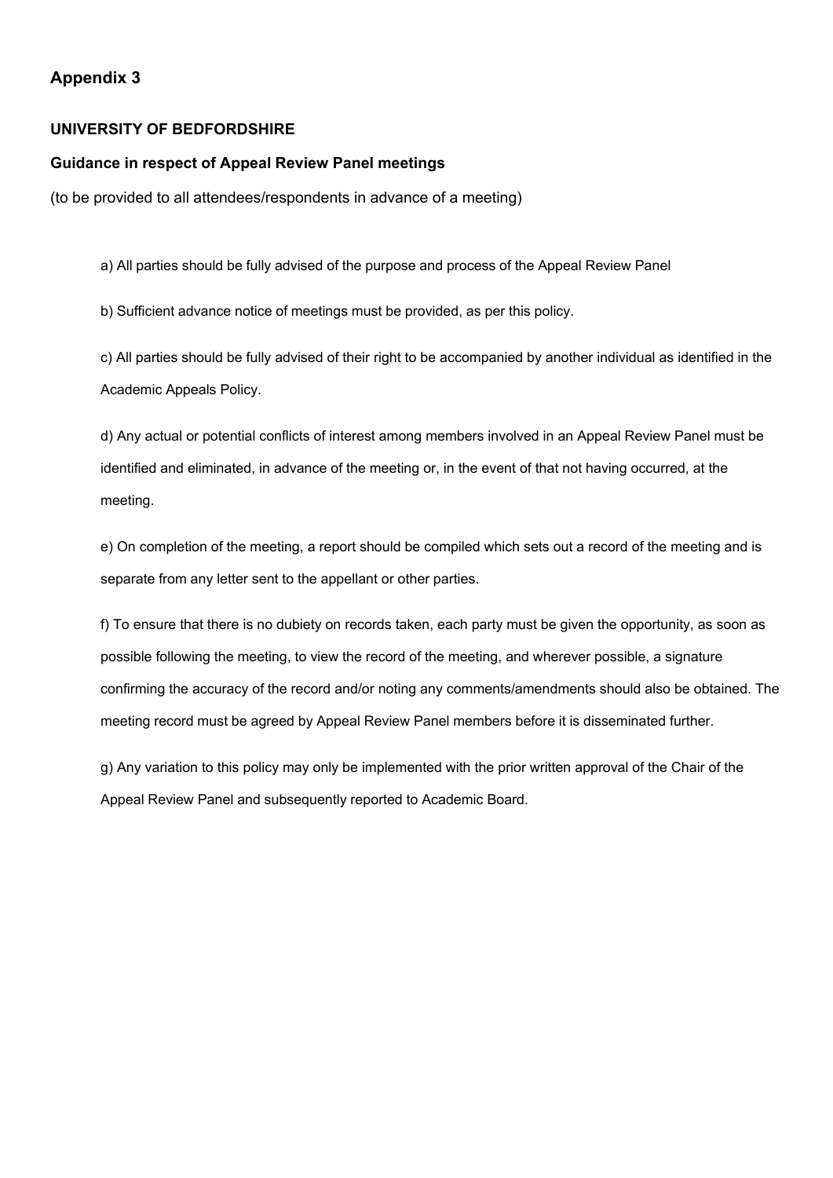## Appendix 3

**UNIVERSITY OF BEDFORDSHIRE**

**Guidance in respect of Appeal Review Panel meetings**

(to be provided to all attendees/respondents in advance of a meeting)

a) All parties should be fully advised of the purpose and process of the Appeal Review Panel

b) Sufficient advance notice of meetings must be provided, as per this policy.

c) All parties should be fully advised of their right to be accompanied by another individual as identified in the Academic Appeals Policy.

d) Any actual or potential conflicts of interest among members involved in an Appeal Review Panel must be identified and eliminated, in advance of the meeting or, in the event of that not having occurred, at the meeting.

e) On completion of the meeting, a report should be compiled which sets out a record of the meeting and is separate from any letter sent to the appellant or other parties.

f) To ensure that there is no dubiety on records taken, each party must be given the opportunity, as soon as possible following the meeting, to view the record of the meeting, and wherever possible, a signature confirming the accuracy of the record and/or noting any comments/amendments should also be obtained. The meeting record must be agreed by Appeal Review Panel members before it is disseminated further.

g) Any variation to this policy may only be implemented with the prior written approval of the Chair of the Appeal Review Panel and subsequently reported to Academic Board.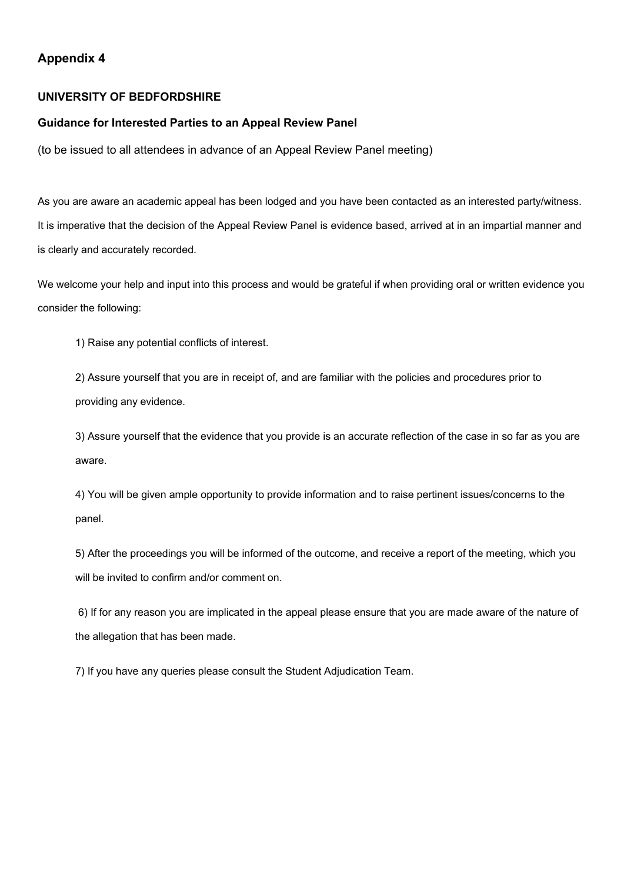## Appendix 4

**UNIVERSITY OF BEDFORDSHIRE**

**Guidance for Interested Parties to an Appeal Review Panel**

(to be issued to all attendees in advance of an Appeal Review Panel meeting)

As you are aware an academic appeal has been lodged and you have been contacted as an interested party/witness. It is imperative that the decision of the Appeal Review Panel is evidence based, arrived at in an impartial manner and is clearly and accurately recorded.

We welcome your help and input into this process and would be grateful if when providing oral or written evidence you consider the following:

1) Raise any potential conflicts of interest.

2) Assure yourself that you are in receipt of, and are familiar with the policies and procedures prior to providing any evidence.

3) Assure yourself that the evidence that you provide is an accurate reflection of the case in so far as you are aware.

4) You will be given ample opportunity to provide information and to raise pertinent issues/concerns to the panel.

5) After the proceedings you will be informed of the outcome, and receive a report of the meeting, which you will be invited to confirm and/or comment on.

6) If for any reason you are implicated in the appeal please ensure that you are made aware of the nature of the allegation that has been made.

7) If you have any queries please consult the Student Adjudication Team.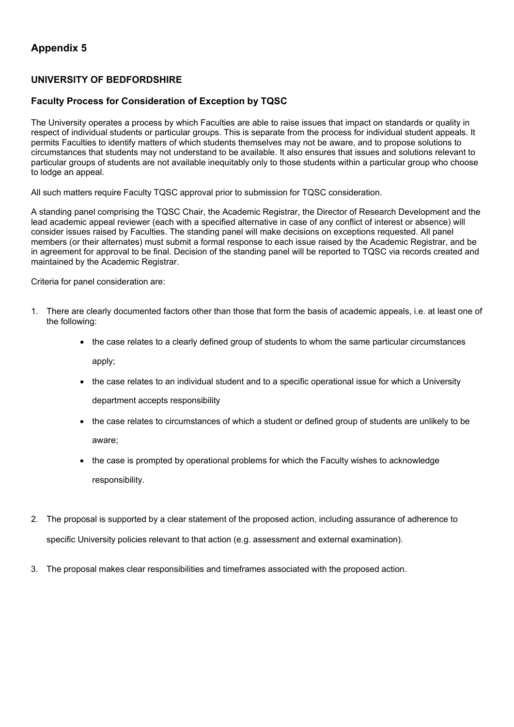# Appendix 5

## UNIVERSITY OF BEDFORDSHIRE

### Faculty Process for Consideration of Exception by TQSC

The University operates a process by which Faculties are able to raise issues that impact on standards or quality in respect of individual students or particular groups. This is separate from the process for individual student appeals. It permits Faculties to identify matters of which students themselves may not be aware, and to propose solutions to circumstances that students may not understand to be available. It also ensures that issues and solutions relevant to particular groups of students are not available inequitably only to those students within a particular group who choose to lodge an appeal.

All such matters require Faculty TQSC approval prior to submission for TQSC consideration.

A standing panel comprising the TQSC Chair, the Academic Registrar, the Director of Research Development and the lead academic appeal reviewer (each with a specified alternative in case of any conflict of interest or absence) will consider issues raised by Faculties. The standing panel will make decisions on exceptions requested. All panel members (or their alternates) must submit a formal response to each issue raised by the Academic Registrar, and be in agreement for approval to be final. Decision of the standing panel will be reported to TQSC via records created and maintained by the Academic Registrar.

Criteria for panel consideration are:

1. There are clearly documented factors other than those that form the basis of academic appeals, i.e. at least one of the following:
    - the case relates to a clearly defined group of students to whom the same particular circumstances apply;
    - the case relates to an individual student and to a specific operational issue for which a University department accepts responsibility
    - the case relates to circumstances of which a student or defined group of students are unlikely to be aware;
    - the case is prompted by operational problems for which the Faculty wishes to acknowledge responsibility.
2. The proposal is supported by a clear statement of the proposed action, including assurance of adherence to specific University policies relevant to that action (e.g. assessment and external examination).
3. The proposal makes clear responsibilities and timeframes associated with the proposed action.